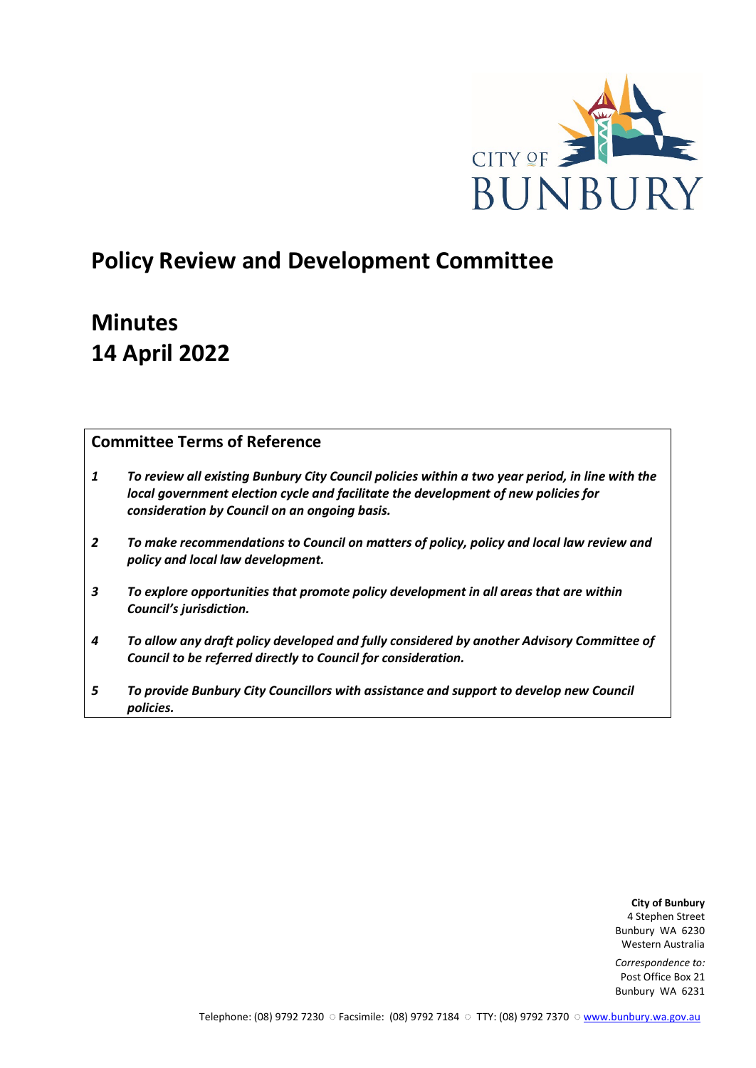CITY OF BUNBURY

# Policy Review and Development Committee

# Minutes
# 14 April 2022

## Committee Terms of Reference

1. ***To review all existing Bunbury City Council policies within a two year period, in line with the local government election cycle and facilitate the development of new policies for consideration by Council on an ongoing basis.***
2. ***To make recommendations to Council on matters of policy, policy and local law review and policy and local law development.***
3. ***To explore opportunities that promote policy development in all areas that are within Council's jurisdiction.***
4. ***To allow any draft policy developed and fully considered by another Advisory Committee of Council to be referred directly to Council for consideration.***
5. ***To provide Bunbury City Councillors with assistance and support to develop new Council policies.***

**City of Bunbury**
4 Stephen Street
Bunbury WA 6230
Western Australia

*Correspondence to:*
Post Office Box 21
Bunbury WA 6231

Telephone: (08) 9792 7230 ○ Facsimile: (08) 9792 7184 ○ TTY: (08) 9792 7370 ○ www.bunbury.wa.gov.au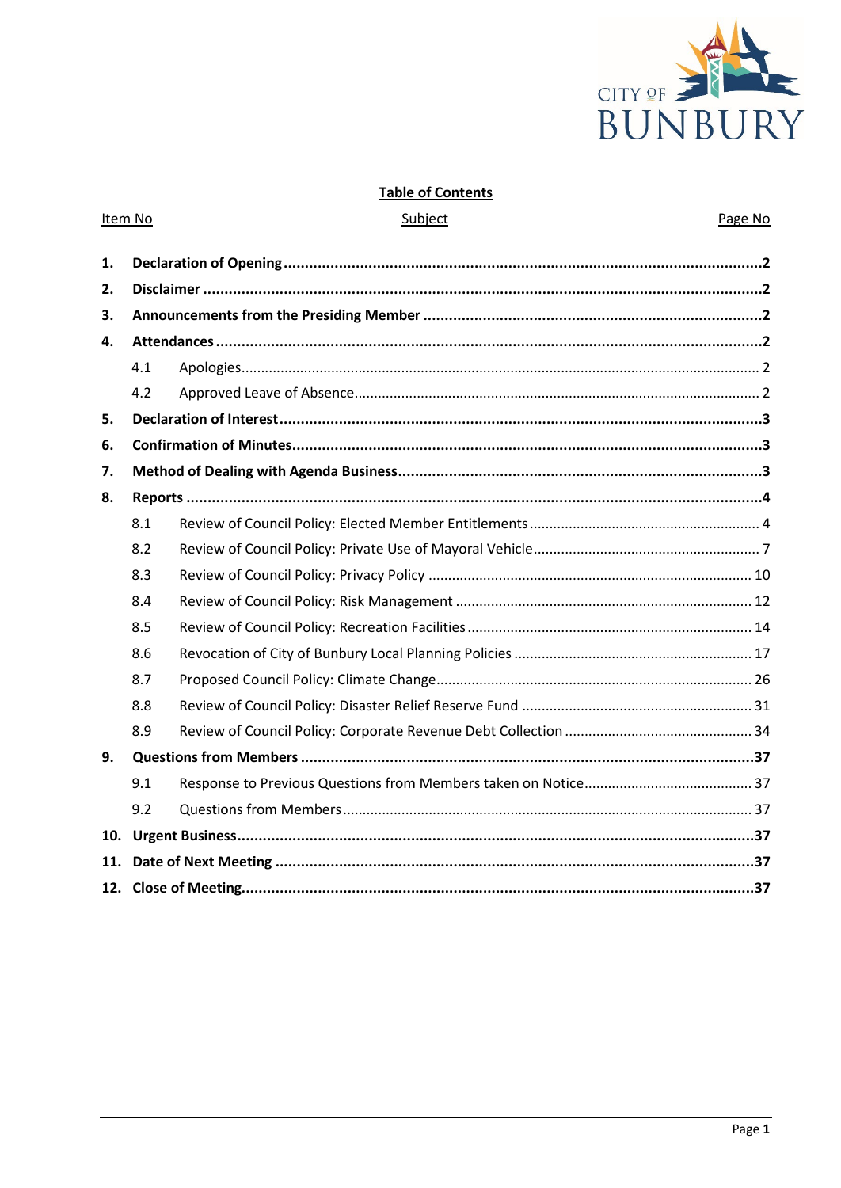## Table of Contents

| Item No | Subject | Page No |
|---|---|---|
| **1.** | **Declaration of Opening** | **2** |
| **2.** | **Disclaimer** | **2** |
| **3.** | **Announcements from the Presiding Member** | **2** |
| **4.** | **Attendances** | **2** |
| 4.1 | Apologies | 2 |
| 4.2 | Approved Leave of Absence | 2 |
| **5.** | **Declaration of Interest** | **3** |
| **6.** | **Confirmation of Minutes** | **3** |
| **7.** | **Method of Dealing with Agenda Business** | **3** |
| **8.** | **Reports** | **4** |
| 8.1 | Review of Council Policy: Elected Member Entitlements | 4 |
| 8.2 | Review of Council Policy: Private Use of Mayoral Vehicle | 7 |
| 8.3 | Review of Council Policy: Privacy Policy | 10 |
| 8.4 | Review of Council Policy: Risk Management | 12 |
| 8.5 | Review of Council Policy: Recreation Facilities | 14 |
| 8.6 | Revocation of City of Bunbury Local Planning Policies | 17 |
| 8.7 | Proposed Council Policy: Climate Change | 26 |
| 8.8 | Review of Council Policy: Disaster Relief Reserve Fund | 31 |
| 8.9 | Review of Council Policy: Corporate Revenue Debt Collection | 34 |
| **9.** | **Questions from Members** | **37** |
| 9.1 | Response to Previous Questions from Members taken on Notice | 37 |
| 9.2 | Questions from Members | 37 |
| **10.** | **Urgent Business** | **37** |
| **11.** | **Date of Next Meeting** | **37** |
| **12.** | **Close of Meeting** | **37** |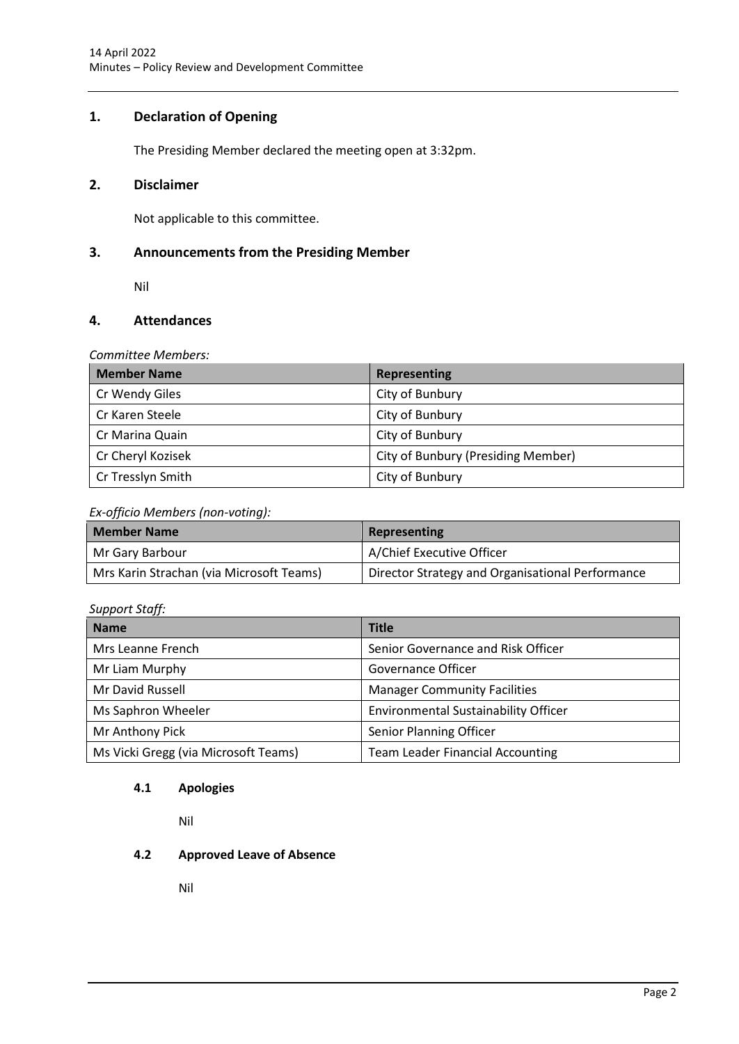## 1. Declaration of Opening

The Presiding Member declared the meeting open at 3:32pm.

## 2. Disclaimer

Not applicable to this committee.

## 3. Announcements from the Presiding Member

Nil

## 4. Attendances

*Committee Members:*

| Member Name | Representing |
| --- | --- |
| Cr Wendy Giles | City of Bunbury |
| Cr Karen Steele | City of Bunbury |
| Cr Marina Quain | City of Bunbury |
| Cr Cheryl Kozisek | City of Bunbury (Presiding Member) |
| Cr Tresslyn Smith | City of Bunbury |

*Ex-officio Members (non-voting):*

| Member Name | Representing |
| --- | --- |
| Mr Gary Barbour | A/Chief Executive Officer |
| Mrs Karin Strachan (via Microsoft Teams) | Director Strategy and Organisational Performance |

*Support Staff:*

| Name | Title |
| --- | --- |
| Mrs Leanne French | Senior Governance and Risk Officer |
| Mr Liam Murphy | Governance Officer |
| Mr David Russell | Manager Community Facilities |
| Ms Saphron Wheeler | Environmental Sustainability Officer |
| Mr Anthony Pick | Senior Planning Officer |
| Ms Vicki Gregg (via Microsoft Teams) | Team Leader Financial Accounting |

### 4.1 Apologies

Nil

### 4.2 Approved Leave of Absence

Nil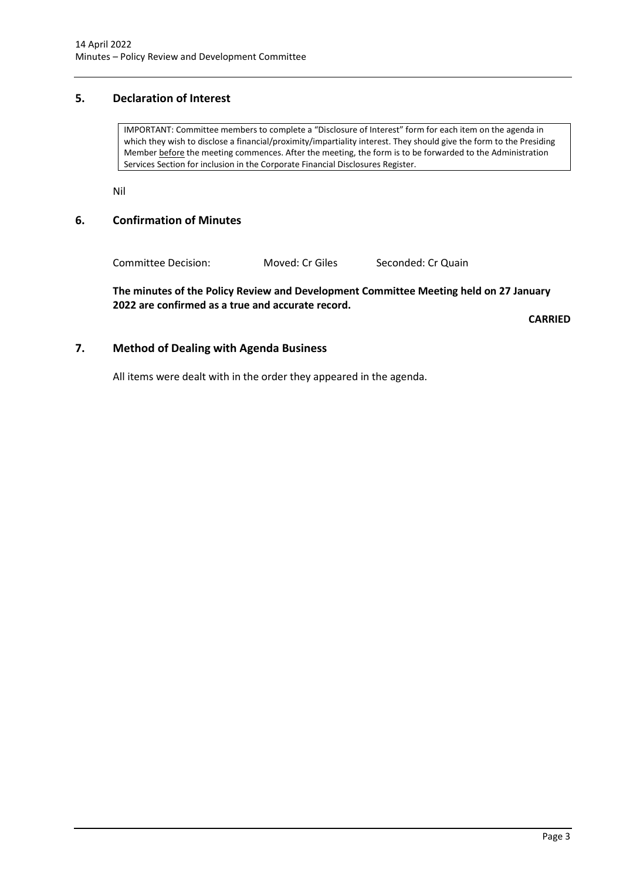## 5. Declaration of Interest

> IMPORTANT: Committee members to complete a "Disclosure of Interest" form for each item on the agenda in which they wish to disclose a financial/proximity/impartiality interest. They should give the form to the Presiding Member before the meeting commences. After the meeting, the form is to be forwarded to the Administration Services Section for inclusion in the Corporate Financial Disclosures Register.

Nil

## 6. Confirmation of Minutes

Committee Decision: Moved: Cr Giles Seconded: Cr Quain

**The minutes of the Policy Review and Development Committee Meeting held on 27 January 2022 are confirmed as a true and accurate record.**

**CARRIED**

## 7. Method of Dealing with Agenda Business

All items were dealt with in the order they appeared in the agenda.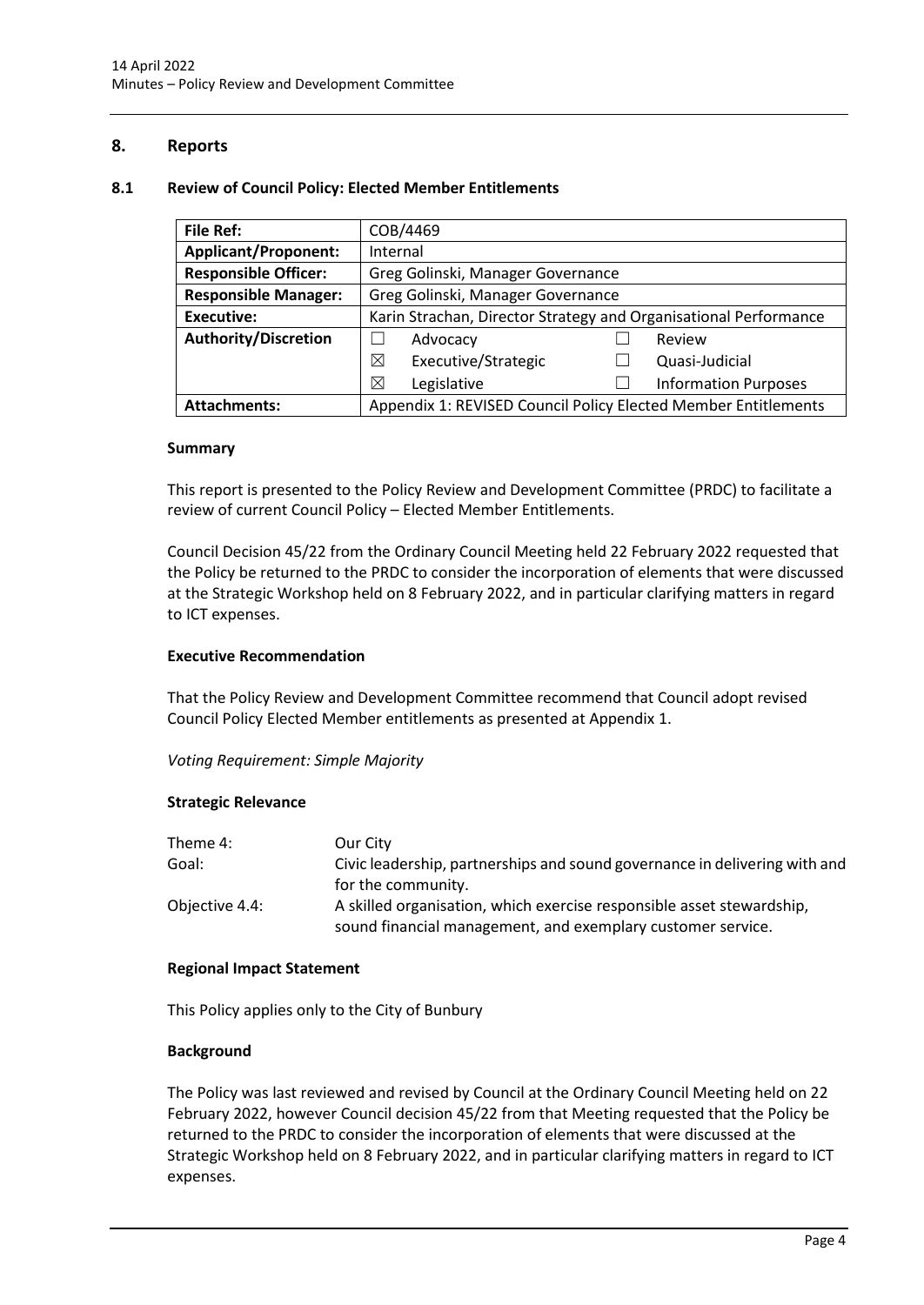## 8. Reports

### 8.1 Review of Council Policy: Elected Member Entitlements

| **File Ref:** | COB/4469 | | | |
|---|---|---|---|---|
| **Applicant/Proponent:** | Internal | | | |
| **Responsible Officer:** | Greg Golinski, Manager Governance | | | |
| **Responsible Manager:** | Greg Golinski, Manager Governance | | | |
| **Executive:** | Karin Strachan, Director Strategy and Organisational Performance | | | |
| **Authority/Discretion** | ☐ | Advocacy | ☐ | Review |
| | ☒ | Executive/Strategic | ☐ | Quasi-Judicial |
| | ☒ | Legislative | ☐ | Information Purposes |
| **Attachments:** | Appendix 1: REVISED Council Policy Elected Member Entitlements | | | |

**Summary**

This report is presented to the Policy Review and Development Committee (PRDC) to facilitate a review of current Council Policy – Elected Member Entitlements.

Council Decision 45/22 from the Ordinary Council Meeting held 22 February 2022 requested that the Policy be returned to the PRDC to consider the incorporation of elements that were discussed at the Strategic Workshop held on 8 February 2022, and in particular clarifying matters in regard to ICT expenses.

**Executive Recommendation**

That the Policy Review and Development Committee recommend that Council adopt revised Council Policy Elected Member entitlements as presented at Appendix 1.

*Voting Requirement: Simple Majority*

**Strategic Relevance**

| | |
|---|---|
| Theme 4: | Our City |
| Goal: | Civic leadership, partnerships and sound governance in delivering with and for the community. |
| Objective 4.4: | A skilled organisation, which exercise responsible asset stewardship, sound financial management, and exemplary customer service. |

**Regional Impact Statement**

This Policy applies only to the City of Bunbury

**Background**

The Policy was last reviewed and revised by Council at the Ordinary Council Meeting held on 22 February 2022, however Council decision 45/22 from that Meeting requested that the Policy be returned to the PRDC to consider the incorporation of elements that were discussed at the Strategic Workshop held on 8 February 2022, and in particular clarifying matters in regard to ICT expenses.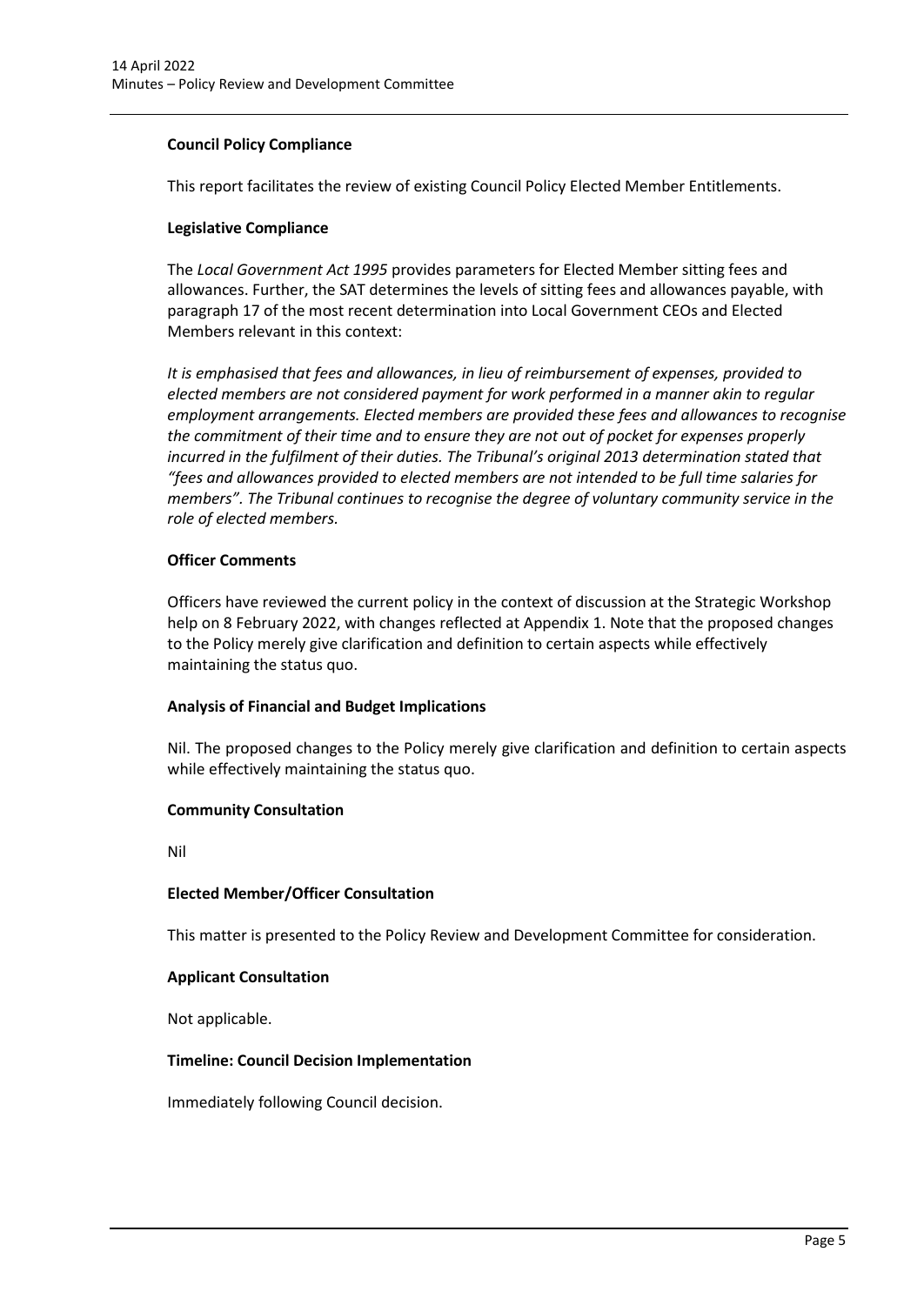**Council Policy Compliance**

This report facilitates the review of existing Council Policy Elected Member Entitlements.

**Legislative Compliance**

The *Local Government Act 1995* provides parameters for Elected Member sitting fees and allowances. Further, the SAT determines the levels of sitting fees and allowances payable, with paragraph 17 of the most recent determination into Local Government CEOs and Elected Members relevant in this context:

*It is emphasised that fees and allowances, in lieu of reimbursement of expenses, provided to elected members are not considered payment for work performed in a manner akin to regular employment arrangements. Elected members are provided these fees and allowances to recognise the commitment of their time and to ensure they are not out of pocket for expenses properly incurred in the fulfilment of their duties. The Tribunal's original 2013 determination stated that "fees and allowances provided to elected members are not intended to be full time salaries for members". The Tribunal continues to recognise the degree of voluntary community service in the role of elected members.*

**Officer Comments**

Officers have reviewed the current policy in the context of discussion at the Strategic Workshop help on 8 February 2022, with changes reflected at Appendix 1. Note that the proposed changes to the Policy merely give clarification and definition to certain aspects while effectively maintaining the status quo.

**Analysis of Financial and Budget Implications**

Nil. The proposed changes to the Policy merely give clarification and definition to certain aspects while effectively maintaining the status quo.

**Community Consultation**

Nil

**Elected Member/Officer Consultation**

This matter is presented to the Policy Review and Development Committee for consideration.

**Applicant Consultation**

Not applicable.

**Timeline: Council Decision Implementation**

Immediately following Council decision.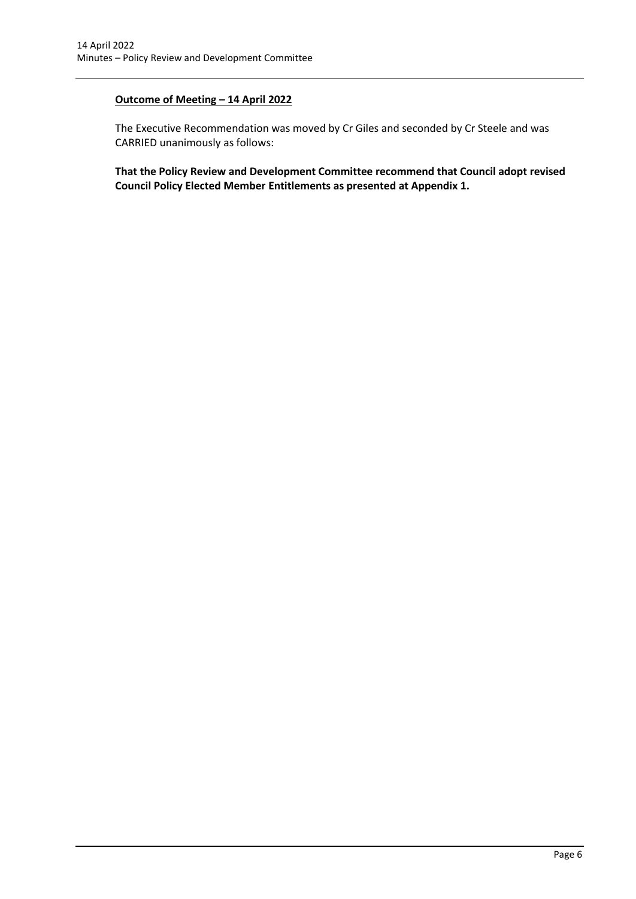**Outcome of Meeting – 14 April 2022**

The Executive Recommendation was moved by Cr Giles and seconded by Cr Steele and was CARRIED unanimously as follows:

**That the Policy Review and Development Committee recommend that Council adopt revised Council Policy Elected Member Entitlements as presented at Appendix 1.**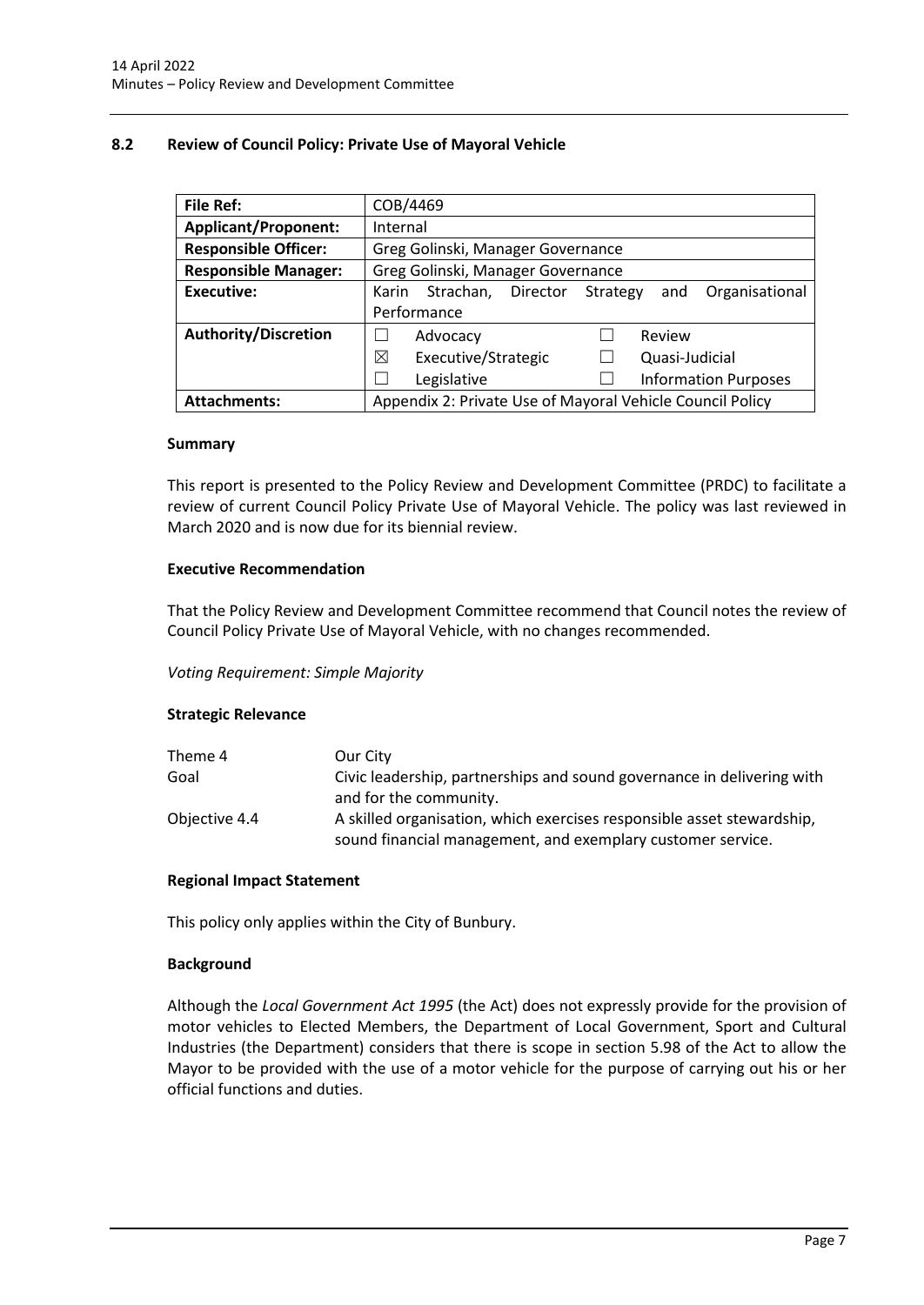## 8.2 Review of Council Policy: Private Use of Mayoral Vehicle

| **File Ref:** | COB/4469 |
|---|---|
| **Applicant/Proponent:** | Internal |
| **Responsible Officer:** | Greg Golinski, Manager Governance |
| **Responsible Manager:** | Greg Golinski, Manager Governance |
| **Executive:** | Karin Strachan, Director Strategy and Organisational Performance |
| **Authority/Discretion** | ☐ Advocacy<br>☒ Executive/Strategic<br>☐ Legislative<br>☐ Review<br>☐ Quasi-Judicial<br>☐ Information Purposes |
| **Attachments:** | Appendix 2: Private Use of Mayoral Vehicle Council Policy |

### Summary

This report is presented to the Policy Review and Development Committee (PRDC) to facilitate a review of current Council Policy Private Use of Mayoral Vehicle. The policy was last reviewed in March 2020 and is now due for its biennial review.

### Executive Recommendation

That the Policy Review and Development Committee recommend that Council notes the review of Council Policy Private Use of Mayoral Vehicle, with no changes recommended.

*Voting Requirement: Simple Majority*

### Strategic Relevance

| | |
|---|---|
| Theme 4 | Our City |
| Goal | Civic leadership, partnerships and sound governance in delivering with and for the community. |
| Objective 4.4 | A skilled organisation, which exercises responsible asset stewardship, sound financial management, and exemplary customer service. |

### Regional Impact Statement

This policy only applies within the City of Bunbury.

### Background

Although the *Local Government Act 1995* (the Act) does not expressly provide for the provision of motor vehicles to Elected Members, the Department of Local Government, Sport and Cultural Industries (the Department) considers that there is scope in section 5.98 of the Act to allow the Mayor to be provided with the use of a motor vehicle for the purpose of carrying out his or her official functions and duties.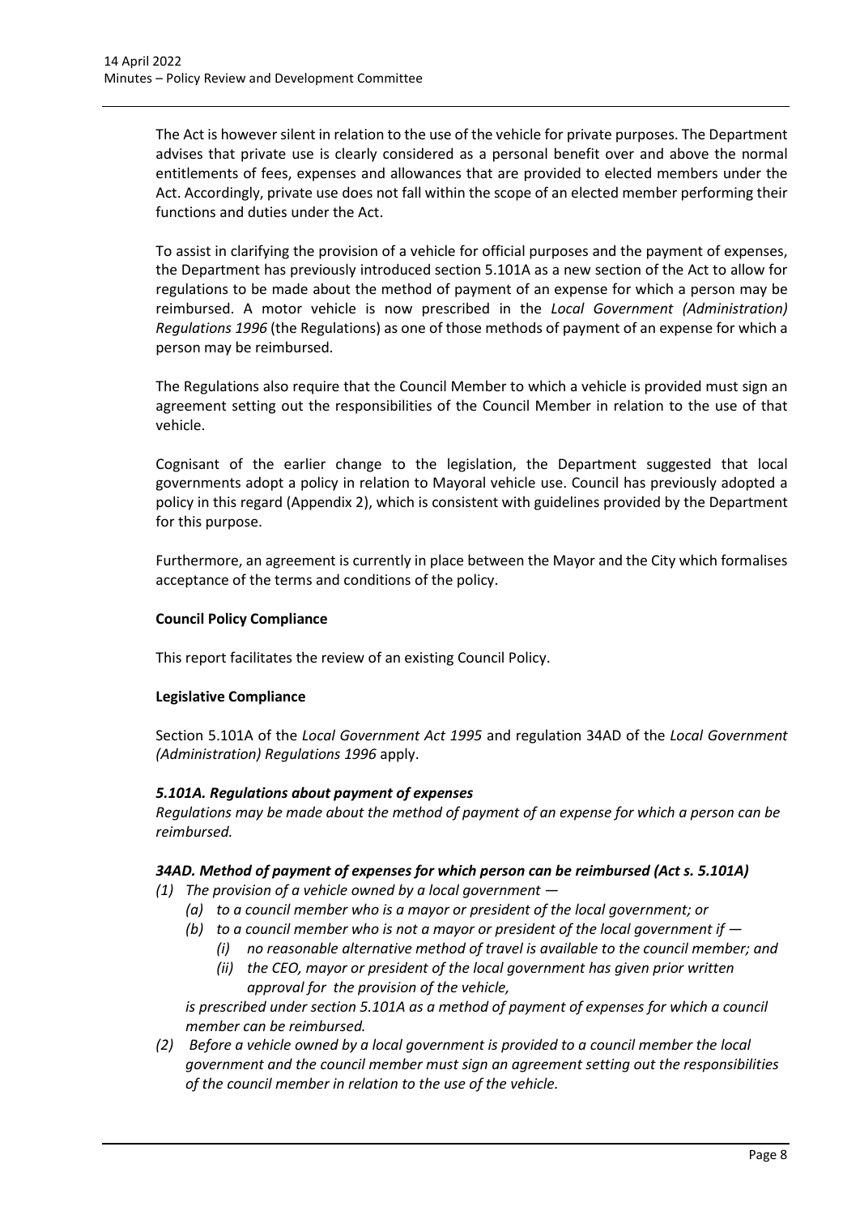The Act is however silent in relation to the use of the vehicle for private purposes. The Department advises that private use is clearly considered as a personal benefit over and above the normal entitlements of fees, expenses and allowances that are provided to elected members under the Act. Accordingly, private use does not fall within the scope of an elected member performing their functions and duties under the Act.

To assist in clarifying the provision of a vehicle for official purposes and the payment of expenses, the Department has previously introduced section 5.101A as a new section of the Act to allow for regulations to be made about the method of payment of an expense for which a person may be reimbursed. A motor vehicle is now prescribed in the *Local Government (Administration) Regulations 1996* (the Regulations) as one of those methods of payment of an expense for which a person may be reimbursed.

The Regulations also require that the Council Member to which a vehicle is provided must sign an agreement setting out the responsibilities of the Council Member in relation to the use of that vehicle.

Cognisant of the earlier change to the legislation, the Department suggested that local governments adopt a policy in relation to Mayoral vehicle use. Council has previously adopted a policy in this regard (Appendix 2), which is consistent with guidelines provided by the Department for this purpose.

Furthermore, an agreement is currently in place between the Mayor and the City which formalises acceptance of the terms and conditions of the policy.

**Council Policy Compliance**

This report facilitates the review of an existing Council Policy.

**Legislative Compliance**

Section 5.101A of the *Local Government Act 1995* and regulation 34AD of the *Local Government (Administration) Regulations 1996* apply.

***5.101A. Regulations about payment of expenses***

*Regulations may be made about the method of payment of an expense for which a person can be reimbursed.*

***34AD. Method of payment of expenses for which person can be reimbursed (Act s. 5.101A)***

*(1) The provision of a vehicle owned by a local government —*
  - *(a) to a council member who is a mayor or president of the local government; or*
  - *(b) to a council member who is not a mayor or president of the local government if —*
    - *(i) no reasonable alternative method of travel is available to the council member; and*
    - *(ii) the CEO, mayor or president of the local government has given prior written approval for the provision of the vehicle,*

  *is prescribed under section 5.101A as a method of payment of expenses for which a council member can be reimbursed.*

*(2) Before a vehicle owned by a local government is provided to a council member the local government and the council member must sign an agreement setting out the responsibilities of the council member in relation to the use of the vehicle.*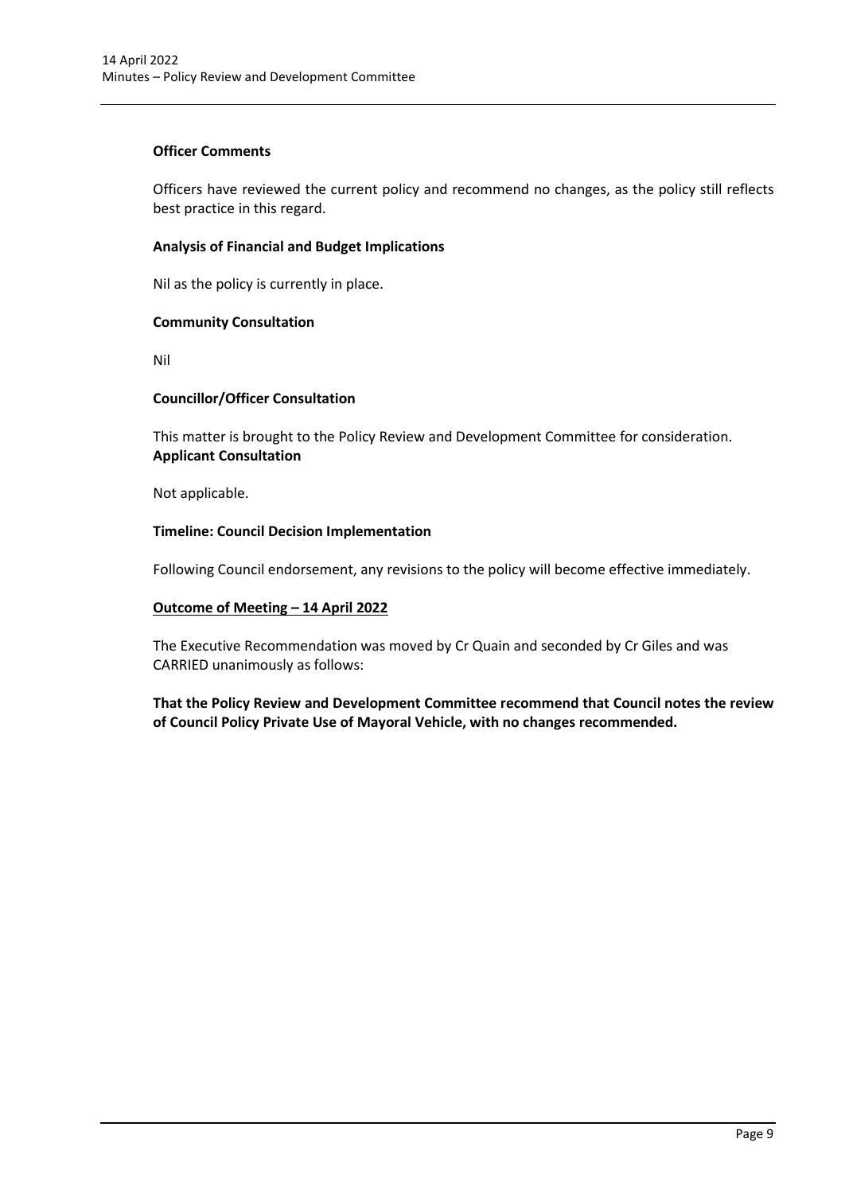**Officer Comments**

Officers have reviewed the current policy and recommend no changes, as the policy still reflects best practice in this regard.

**Analysis of Financial and Budget Implications**

Nil as the policy is currently in place.

**Community Consultation**

Nil

**Councillor/Officer Consultation**

This matter is brought to the Policy Review and Development Committee for consideration.

**Applicant Consultation**

Not applicable.

**Timeline: Council Decision Implementation**

Following Council endorsement, any revisions to the policy will become effective immediately.

**Outcome of Meeting – 14 April 2022**

The Executive Recommendation was moved by Cr Quain and seconded by Cr Giles and was CARRIED unanimously as follows:

**That the Policy Review and Development Committee recommend that Council notes the review of Council Policy Private Use of Mayoral Vehicle, with no changes recommended.**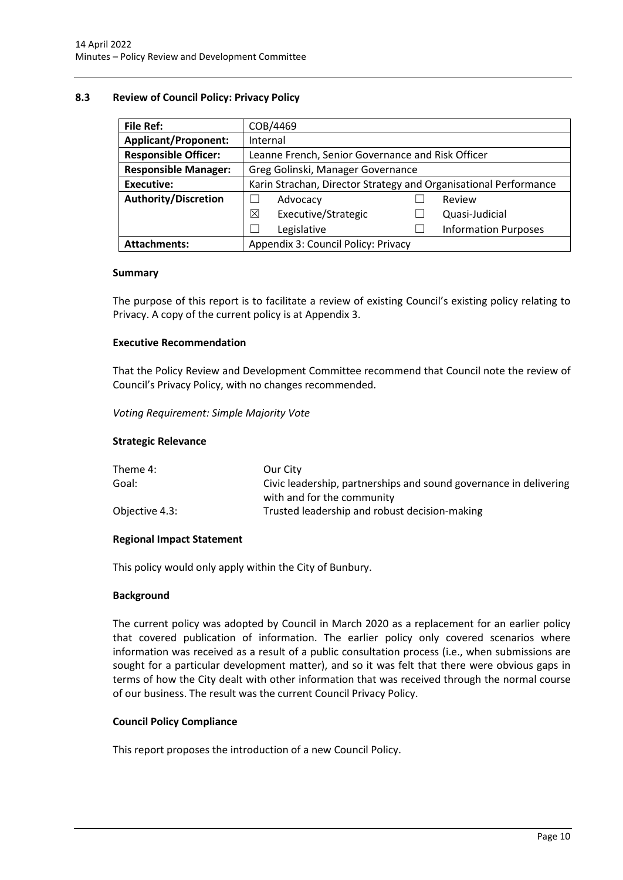## 8.3 Review of Council Policy: Privacy Policy

| File Ref: | COB/4469 | | | |
|---|---|---|---|---|
| **Applicant/Proponent:** | Internal | | | |
| **Responsible Officer:** | Leanne French, Senior Governance and Risk Officer | | | |
| **Responsible Manager:** | Greg Golinski, Manager Governance | | | |
| **Executive:** | Karin Strachan, Director Strategy and Organisational Performance | | | |
| **Authority/Discretion** | ☐ | Advocacy | ☐ | Review |
| | ☒ | Executive/Strategic | ☐ | Quasi-Judicial |
| | ☐ | Legislative | ☐ | Information Purposes |
| **Attachments:** | Appendix 3: Council Policy: Privacy | | | |

### Summary

The purpose of this report is to facilitate a review of existing Council's existing policy relating to Privacy. A copy of the current policy is at Appendix 3.

### Executive Recommendation

That the Policy Review and Development Committee recommend that Council note the review of Council's Privacy Policy, with no changes recommended.

*Voting Requirement: Simple Majority Vote*

### Strategic Relevance

| | |
|---|---|
| Theme 4: | Our City |
| Goal: | Civic leadership, partnerships and sound governance in delivering with and for the community |
| Objective 4.3: | Trusted leadership and robust decision-making |

### Regional Impact Statement

This policy would only apply within the City of Bunbury.

### Background

The current policy was adopted by Council in March 2020 as a replacement for an earlier policy that covered publication of information. The earlier policy only covered scenarios where information was received as a result of a public consultation process (i.e., when submissions are sought for a particular development matter), and so it was felt that there were obvious gaps in terms of how the City dealt with other information that was received through the normal course of our business. The result was the current Council Privacy Policy.

### Council Policy Compliance

This report proposes the introduction of a new Council Policy.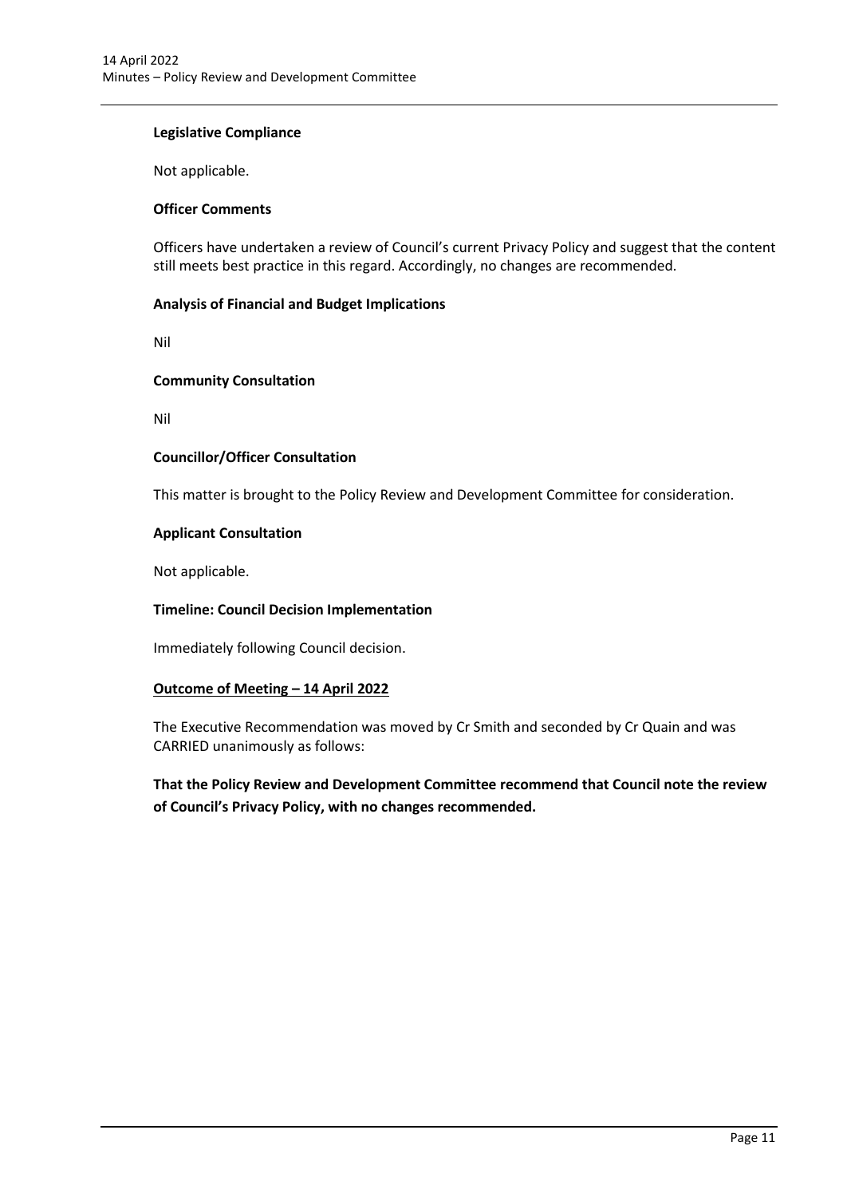**Legislative Compliance**

Not applicable.

**Officer Comments**

Officers have undertaken a review of Council's current Privacy Policy and suggest that the content still meets best practice in this regard. Accordingly, no changes are recommended.

**Analysis of Financial and Budget Implications**

Nil

**Community Consultation**

Nil

**Councillor/Officer Consultation**

This matter is brought to the Policy Review and Development Committee for consideration.

**Applicant Consultation**

Not applicable.

**Timeline: Council Decision Implementation**

Immediately following Council decision.

**Outcome of Meeting – 14 April 2022**

The Executive Recommendation was moved by Cr Smith and seconded by Cr Quain and was CARRIED unanimously as follows:

**That the Policy Review and Development Committee recommend that Council note the review of Council's Privacy Policy, with no changes recommended.**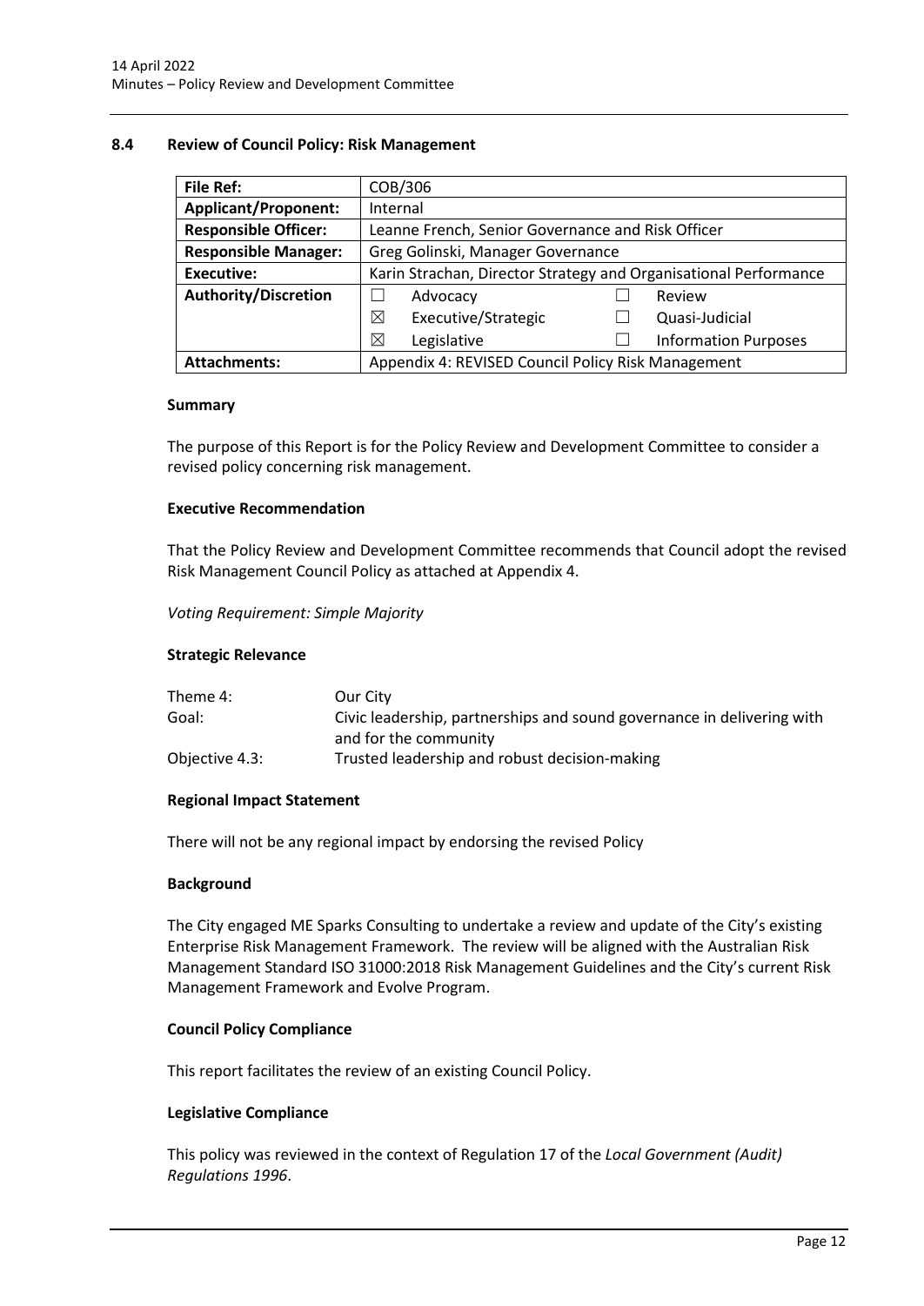## 8.4 Review of Council Policy: Risk Management

| **File Ref:** | COB/306 | | | |
|---|---|---|---|---|
| **Applicant/Proponent:** | Internal | | | |
| **Responsible Officer:** | Leanne French, Senior Governance and Risk Officer | | | |
| **Responsible Manager:** | Greg Golinski, Manager Governance | | | |
| **Executive:** | Karin Strachan, Director Strategy and Organisational Performance | | | |
| **Authority/Discretion** | ☐ | Advocacy | ☐ | Review |
| | ☒ | Executive/Strategic | ☐ | Quasi-Judicial |
| | ☒ | Legislative | ☐ | Information Purposes |
| **Attachments:** | Appendix 4: REVISED Council Policy Risk Management | | | |

### Summary

The purpose of this Report is for the Policy Review and Development Committee to consider a revised policy concerning risk management.

### Executive Recommendation

That the Policy Review and Development Committee recommends that Council adopt the revised Risk Management Council Policy as attached at Appendix 4.

*Voting Requirement: Simple Majority*

### Strategic Relevance

| | |
|---|---|
| Theme 4: | Our City |
| Goal: | Civic leadership, partnerships and sound governance in delivering with and for the community |
| Objective 4.3: | Trusted leadership and robust decision-making |

### Regional Impact Statement

There will not be any regional impact by endorsing the revised Policy

### Background

The City engaged ME Sparks Consulting to undertake a review and update of the City's existing Enterprise Risk Management Framework. The review will be aligned with the Australian Risk Management Standard ISO 31000:2018 Risk Management Guidelines and the City's current Risk Management Framework and Evolve Program.

### Council Policy Compliance

This report facilitates the review of an existing Council Policy.

### Legislative Compliance

This policy was reviewed in the context of Regulation 17 of the *Local Government (Audit) Regulations 1996*.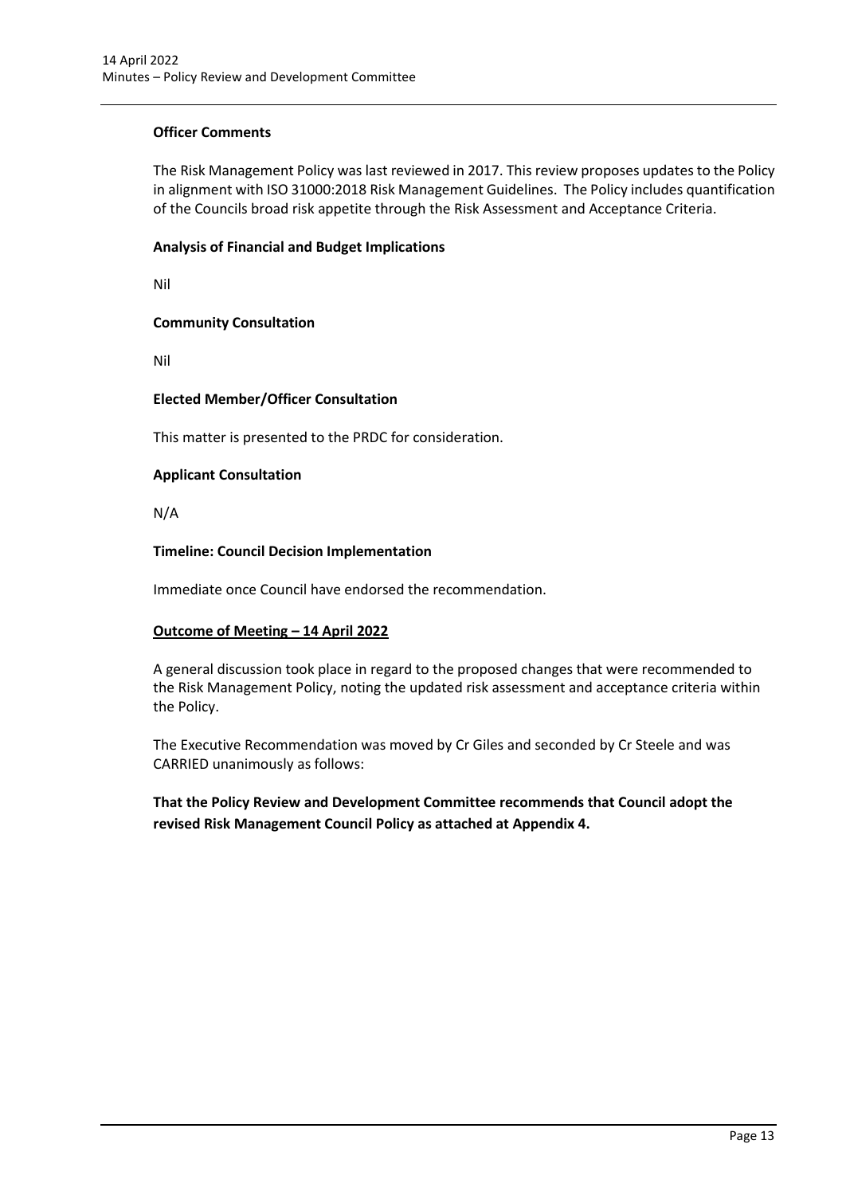**Officer Comments**

The Risk Management Policy was last reviewed in 2017. This review proposes updates to the Policy in alignment with ISO 31000:2018 Risk Management Guidelines. The Policy includes quantification of the Councils broad risk appetite through the Risk Assessment and Acceptance Criteria.

**Analysis of Financial and Budget Implications**

Nil

**Community Consultation**

Nil

**Elected Member/Officer Consultation**

This matter is presented to the PRDC for consideration.

**Applicant Consultation**

N/A

**Timeline: Council Decision Implementation**

Immediate once Council have endorsed the recommendation.

**Outcome of Meeting – 14 April 2022**

A general discussion took place in regard to the proposed changes that were recommended to the Risk Management Policy, noting the updated risk assessment and acceptance criteria within the Policy.

The Executive Recommendation was moved by Cr Giles and seconded by Cr Steele and was CARRIED unanimously as follows:

**That the Policy Review and Development Committee recommends that Council adopt the revised Risk Management Council Policy as attached at Appendix 4.**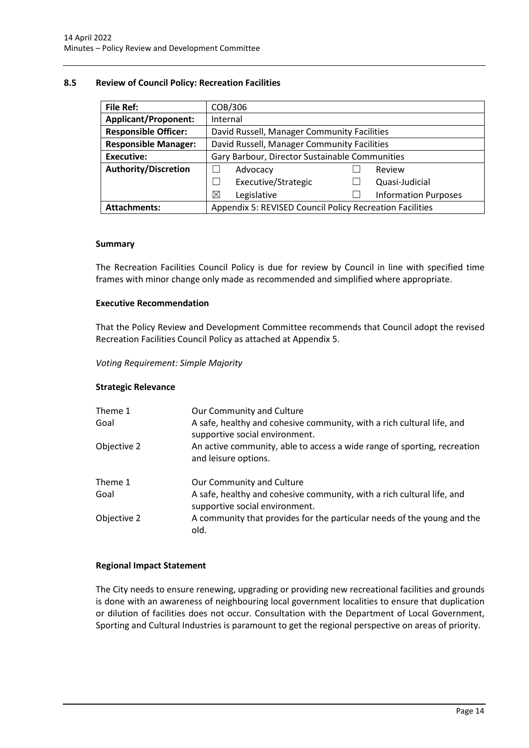## 8.5 Review of Council Policy: Recreation Facilities

| File Ref: | COB/306 | | | |
|---|---|---|---|---|
| **Applicant/Proponent:** | Internal | | | |
| **Responsible Officer:** | David Russell, Manager Community Facilities | | | |
| **Responsible Manager:** | David Russell, Manager Community Facilities | | | |
| **Executive:** | Gary Barbour, Director Sustainable Communities | | | |
| **Authority/Discretion** | ☐ | Advocacy | ☐ | Review |
| | ☐ | Executive/Strategic | ☐ | Quasi-Judicial |
| | ☒ | Legislative | ☐ | Information Purposes |
| **Attachments:** | Appendix 5: REVISED Council Policy Recreation Facilities | | | |

### Summary

The Recreation Facilities Council Policy is due for review by Council in line with specified time frames with minor change only made as recommended and simplified where appropriate.

### Executive Recommendation

That the Policy Review and Development Committee recommends that Council adopt the revised Recreation Facilities Council Policy as attached at Appendix 5.

*Voting Requirement: Simple Majority*

### Strategic Relevance

| | |
|---|---|
| Theme 1 | Our Community and Culture |
| Goal | A safe, healthy and cohesive community, with a rich cultural life, and supportive social environment. |
| Objective 2 | An active community, able to access a wide range of sporting, recreation and leisure options. |
| | |
| Theme 1 | Our Community and Culture |
| Goal | A safe, healthy and cohesive community, with a rich cultural life, and supportive social environment. |
| Objective 2 | A community that provides for the particular needs of the young and the old. |

### Regional Impact Statement

The City needs to ensure renewing, upgrading or providing new recreational facilities and grounds is done with an awareness of neighbouring local government localities to ensure that duplication or dilution of facilities does not occur. Consultation with the Department of Local Government, Sporting and Cultural Industries is paramount to get the regional perspective on areas of priority.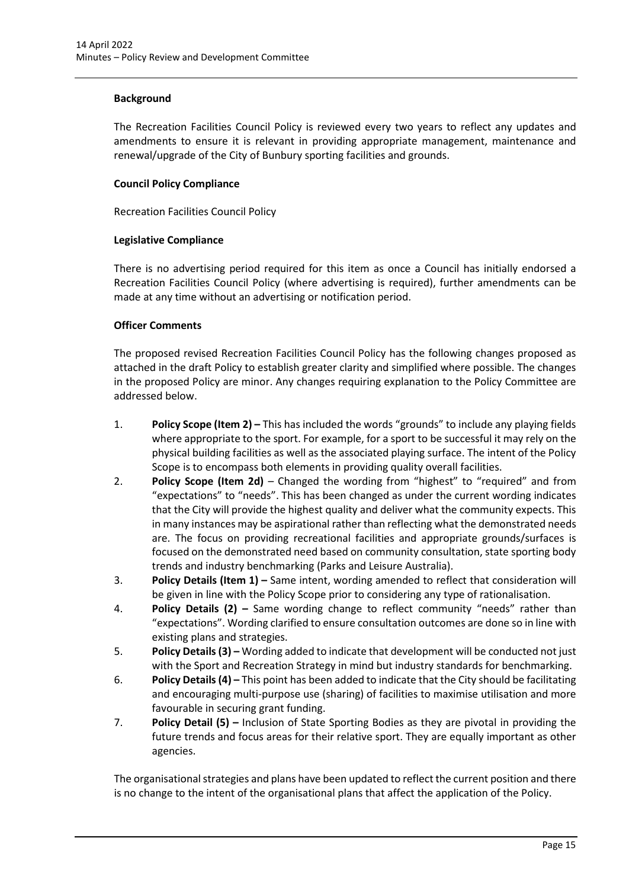**Background**

The Recreation Facilities Council Policy is reviewed every two years to reflect any updates and amendments to ensure it is relevant in providing appropriate management, maintenance and renewal/upgrade of the City of Bunbury sporting facilities and grounds.

**Council Policy Compliance**

Recreation Facilities Council Policy

**Legislative Compliance**

There is no advertising period required for this item as once a Council has initially endorsed a Recreation Facilities Council Policy (where advertising is required), further amendments can be made at any time without an advertising or notification period.

**Officer Comments**

The proposed revised Recreation Facilities Council Policy has the following changes proposed as attached in the draft Policy to establish greater clarity and simplified where possible. The changes in the proposed Policy are minor. Any changes requiring explanation to the Policy Committee are addressed below.

1. **Policy Scope (Item 2) –** This has included the words "grounds" to include any playing fields where appropriate to the sport. For example, for a sport to be successful it may rely on the physical building facilities as well as the associated playing surface. The intent of the Policy Scope is to encompass both elements in providing quality overall facilities.
2. **Policy Scope (Item 2d)** – Changed the wording from "highest" to "required" and from "expectations" to "needs". This has been changed as under the current wording indicates that the City will provide the highest quality and deliver what the community expects. This in many instances may be aspirational rather than reflecting what the demonstrated needs are. The focus on providing recreational facilities and appropriate grounds/surfaces is focused on the demonstrated need based on community consultation, state sporting body trends and industry benchmarking (Parks and Leisure Australia).
3. **Policy Details (Item 1) –** Same intent, wording amended to reflect that consideration will be given in line with the Policy Scope prior to considering any type of rationalisation.
4. **Policy Details (2) –** Same wording change to reflect community "needs" rather than "expectations". Wording clarified to ensure consultation outcomes are done so in line with existing plans and strategies.
5. **Policy Details (3) –** Wording added to indicate that development will be conducted not just with the Sport and Recreation Strategy in mind but industry standards for benchmarking.
6. **Policy Details (4) –** This point has been added to indicate that the City should be facilitating and encouraging multi-purpose use (sharing) of facilities to maximise utilisation and more favourable in securing grant funding.
7. **Policy Detail (5) –** Inclusion of State Sporting Bodies as they are pivotal in providing the future trends and focus areas for their relative sport. They are equally important as other agencies.

The organisational strategies and plans have been updated to reflect the current position and there is no change to the intent of the organisational plans that affect the application of the Policy.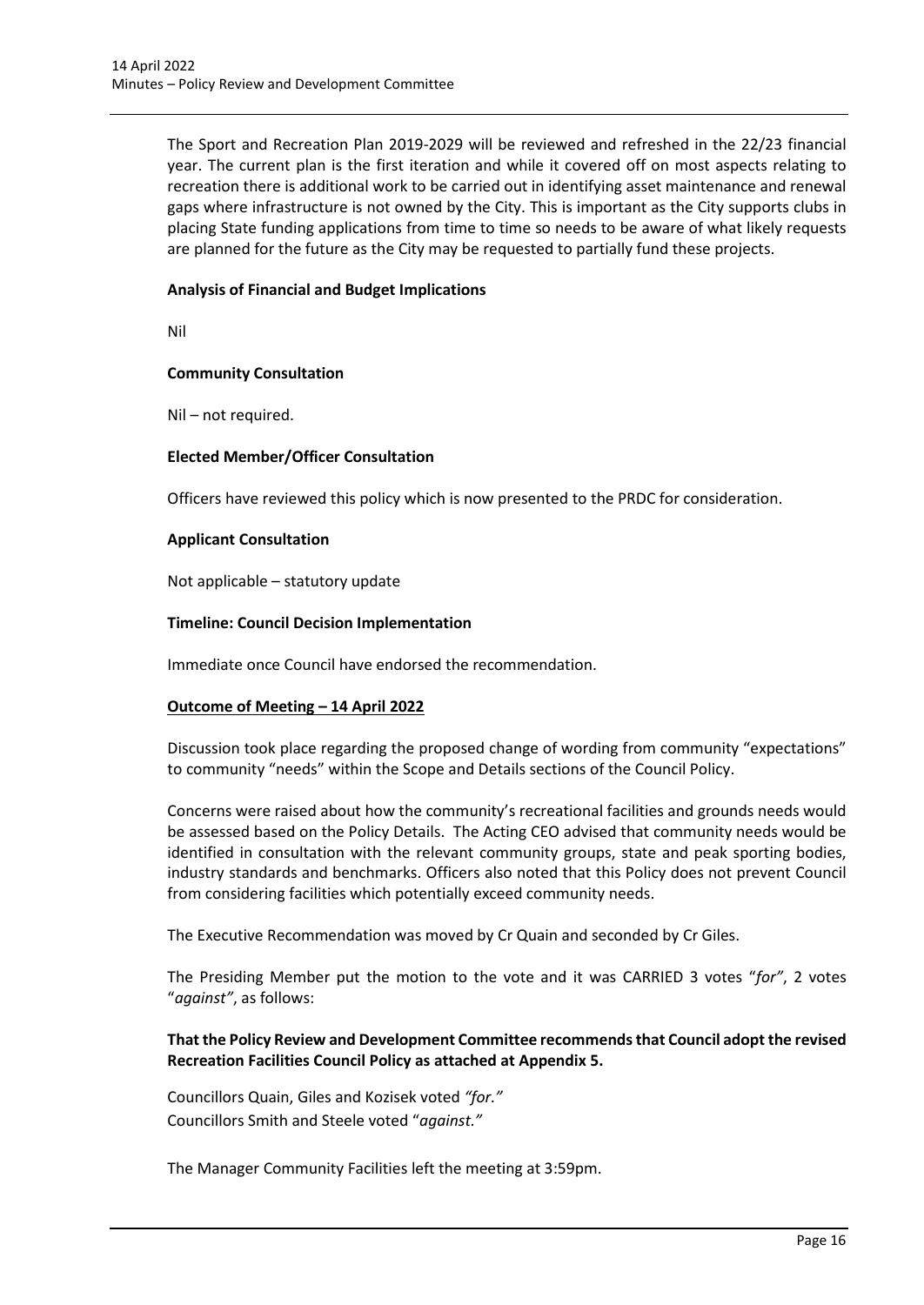The Sport and Recreation Plan 2019-2029 will be reviewed and refreshed in the 22/23 financial year. The current plan is the first iteration and while it covered off on most aspects relating to recreation there is additional work to be carried out in identifying asset maintenance and renewal gaps where infrastructure is not owned by the City. This is important as the City supports clubs in placing State funding applications from time to time so needs to be aware of what likely requests are planned for the future as the City may be requested to partially fund these projects.

**Analysis of Financial and Budget Implications**

Nil

**Community Consultation**

Nil – not required.

**Elected Member/Officer Consultation**

Officers have reviewed this policy which is now presented to the PRDC for consideration.

**Applicant Consultation**

Not applicable – statutory update

**Timeline: Council Decision Implementation**

Immediate once Council have endorsed the recommendation.

**Outcome of Meeting – 14 April 2022**

Discussion took place regarding the proposed change of wording from community "expectations" to community "needs" within the Scope and Details sections of the Council Policy.

Concerns were raised about how the community's recreational facilities and grounds needs would be assessed based on the Policy Details. The Acting CEO advised that community needs would be identified in consultation with the relevant community groups, state and peak sporting bodies, industry standards and benchmarks. Officers also noted that this Policy does not prevent Council from considering facilities which potentially exceed community needs.

The Executive Recommendation was moved by Cr Quain and seconded by Cr Giles.

The Presiding Member put the motion to the vote and it was CARRIED 3 votes "*for"*, 2 votes "*against"*, as follows:

**That the Policy Review and Development Committee recommends that Council adopt the revised Recreation Facilities Council Policy as attached at Appendix 5.**

Councillors Quain, Giles and Kozisek voted *"for."*
Councillors Smith and Steele voted "*against."*

The Manager Community Facilities left the meeting at 3:59pm.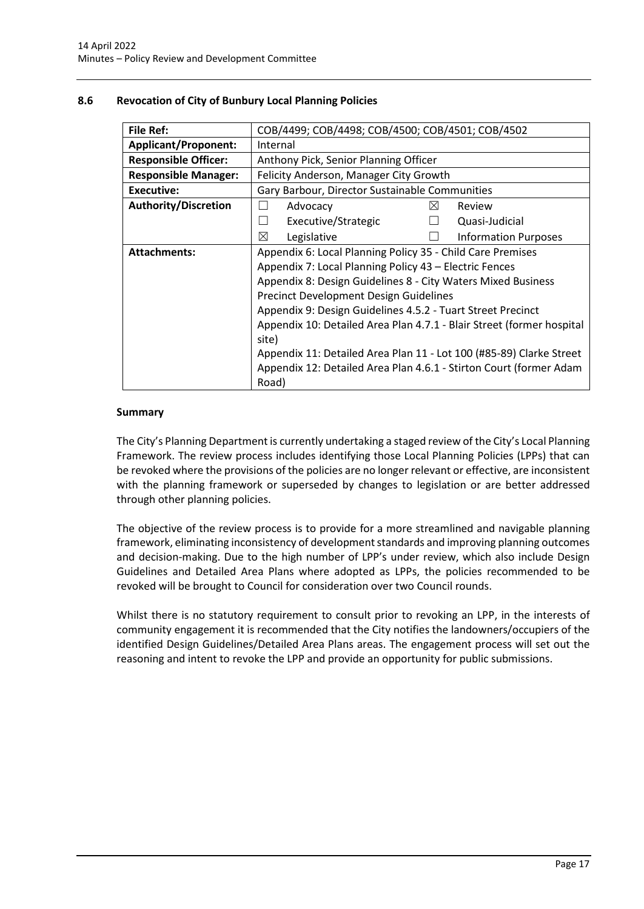## 8.6 Revocation of City of Bunbury Local Planning Policies

| File Ref: | COB/4499; COB/4498; COB/4500; COB/4501; COB/4502 | | | |
|---|---|---|---|---|
| **Applicant/Proponent:** | Internal | | | |
| **Responsible Officer:** | Anthony Pick, Senior Planning Officer | | | |
| **Responsible Manager:** | Felicity Anderson, Manager City Growth | | | |
| **Executive:** | Gary Barbour, Director Sustainable Communities | | | |
| **Authority/Discretion** | ☐ | Advocacy | ☒ | Review |
| | ☐ | Executive/Strategic | ☐ | Quasi-Judicial |
| | ☒ | Legislative | ☐ | Information Purposes |
| **Attachments:** | Appendix 6: Local Planning Policy 35 - Child Care Premises<br>Appendix 7: Local Planning Policy 43 – Electric Fences<br>Appendix 8: Design Guidelines 8 - City Waters Mixed Business Precinct Development Design Guidelines<br>Appendix 9: Design Guidelines 4.5.2 - Tuart Street Precinct<br>Appendix 10: Detailed Area Plan 4.7.1 - Blair Street (former hospital site)<br>Appendix 11: Detailed Area Plan 11 - Lot 100 (#85-89) Clarke Street<br>Appendix 12: Detailed Area Plan 4.6.1 - Stirton Court (former Adam Road) | | | |

### Summary

The City's Planning Department is currently undertaking a staged review of the City's Local Planning Framework. The review process includes identifying those Local Planning Policies (LPPs) that can be revoked where the provisions of the policies are no longer relevant or effective, are inconsistent with the planning framework or superseded by changes to legislation or are better addressed through other planning policies.

The objective of the review process is to provide for a more streamlined and navigable planning framework, eliminating inconsistency of development standards and improving planning outcomes and decision-making. Due to the high number of LPP's under review, which also include Design Guidelines and Detailed Area Plans where adopted as LPPs, the policies recommended to be revoked will be brought to Council for consideration over two Council rounds.

Whilst there is no statutory requirement to consult prior to revoking an LPP, in the interests of community engagement it is recommended that the City notifies the landowners/occupiers of the identified Design Guidelines/Detailed Area Plans areas. The engagement process will set out the reasoning and intent to revoke the LPP and provide an opportunity for public submissions.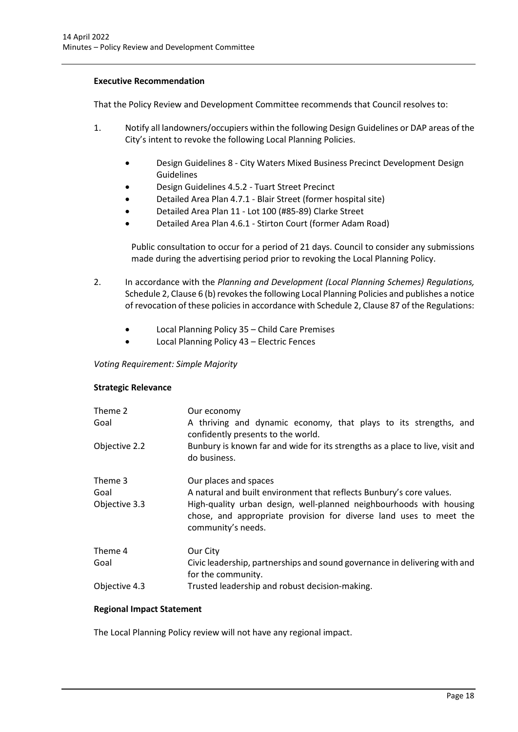**Executive Recommendation**

That the Policy Review and Development Committee recommends that Council resolves to:

1. Notify all landowners/occupiers within the following Design Guidelines or DAP areas of the City's intent to revoke the following Local Planning Policies.

   - Design Guidelines 8 - City Waters Mixed Business Precinct Development Design Guidelines
   - Design Guidelines 4.5.2 - Tuart Street Precinct
   - Detailed Area Plan 4.7.1 - Blair Street (former hospital site)
   - Detailed Area Plan 11 - Lot 100 (#85-89) Clarke Street
   - Detailed Area Plan 4.6.1 - Stirton Court (former Adam Road)

   Public consultation to occur for a period of 21 days. Council to consider any submissions made during the advertising period prior to revoking the Local Planning Policy.

2. In accordance with the *Planning and Development (Local Planning Schemes) Regulations,* Schedule 2, Clause 6 (b) revokes the following Local Planning Policies and publishes a notice of revocation of these policies in accordance with Schedule 2, Clause 87 of the Regulations:

   - Local Planning Policy 35 – Child Care Premises
   - Local Planning Policy 43 – Electric Fences

*Voting Requirement: Simple Majority*

**Strategic Relevance**

| | |
|---|---|
| Theme 2 | Our economy |
| Goal | A thriving and dynamic economy, that plays to its strengths, and confidently presents to the world. |
| Objective 2.2 | Bunbury is known far and wide for its strengths as a place to live, visit and do business. |
| Theme 3 | Our places and spaces |
| Goal | A natural and built environment that reflects Bunbury's core values. |
| Objective 3.3 | High-quality urban design, well-planned neighbourhoods with housing chose, and appropriate provision for diverse land uses to meet the community's needs. |
| Theme 4 | Our City |
| Goal | Civic leadership, partnerships and sound governance in delivering with and for the community. |
| Objective 4.3 | Trusted leadership and robust decision-making. |

**Regional Impact Statement**

The Local Planning Policy review will not have any regional impact.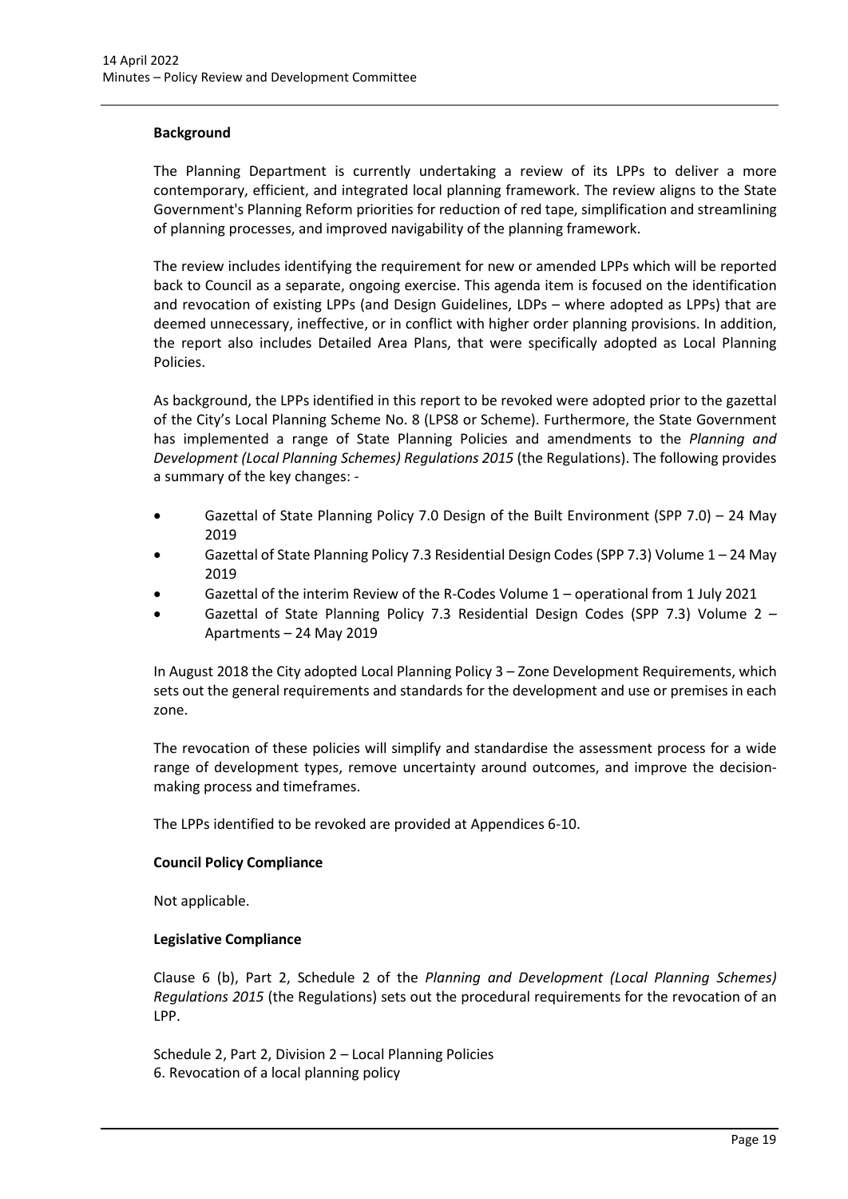**Background**

The Planning Department is currently undertaking a review of its LPPs to deliver a more contemporary, efficient, and integrated local planning framework. The review aligns to the State Government's Planning Reform priorities for reduction of red tape, simplification and streamlining of planning processes, and improved navigability of the planning framework.

The review includes identifying the requirement for new or amended LPPs which will be reported back to Council as a separate, ongoing exercise. This agenda item is focused on the identification and revocation of existing LPPs (and Design Guidelines, LDPs – where adopted as LPPs) that are deemed unnecessary, ineffective, or in conflict with higher order planning provisions. In addition, the report also includes Detailed Area Plans, that were specifically adopted as Local Planning Policies.

As background, the LPPs identified in this report to be revoked were adopted prior to the gazettal of the City's Local Planning Scheme No. 8 (LPS8 or Scheme). Furthermore, the State Government has implemented a range of State Planning Policies and amendments to the *Planning and Development (Local Planning Schemes) Regulations 2015* (the Regulations). The following provides a summary of the key changes: -

- Gazettal of State Planning Policy 7.0 Design of the Built Environment (SPP 7.0) – 24 May 2019
- Gazettal of State Planning Policy 7.3 Residential Design Codes (SPP 7.3) Volume 1 – 24 May 2019
- Gazettal of the interim Review of the R-Codes Volume 1 – operational from 1 July 2021
- Gazettal of State Planning Policy 7.3 Residential Design Codes (SPP 7.3) Volume 2 – Apartments – 24 May 2019

In August 2018 the City adopted Local Planning Policy 3 – Zone Development Requirements, which sets out the general requirements and standards for the development and use or premises in each zone.

The revocation of these policies will simplify and standardise the assessment process for a wide range of development types, remove uncertainty around outcomes, and improve the decision-making process and timeframes.

The LPPs identified to be revoked are provided at Appendices 6-10.

**Council Policy Compliance**

Not applicable.

**Legislative Compliance**

Clause 6 (b), Part 2, Schedule 2 of the *Planning and Development (Local Planning Schemes) Regulations 2015* (the Regulations) sets out the procedural requirements for the revocation of an LPP.

Schedule 2, Part 2, Division 2 – Local Planning Policies
6. Revocation of a local planning policy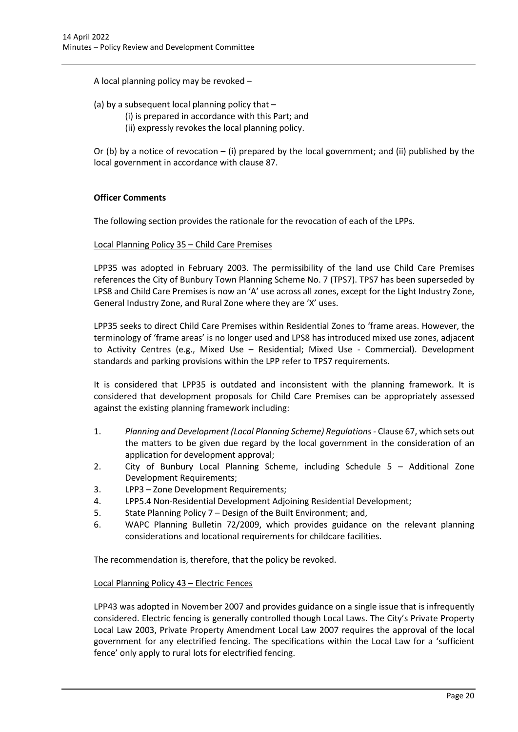A local planning policy may be revoked –

(a) by a subsequent local planning policy that –

(i) is prepared in accordance with this Part; and

(ii) expressly revokes the local planning policy.

Or (b) by a notice of revocation – (i) prepared by the local government; and (ii) published by the local government in accordance with clause 87.

**Officer Comments**

The following section provides the rationale for the revocation of each of the LPPs.

Local Planning Policy 35 – Child Care Premises

LPP35 was adopted in February 2003. The permissibility of the land use Child Care Premises references the City of Bunbury Town Planning Scheme No. 7 (TPS7). TPS7 has been superseded by LPS8 and Child Care Premises is now an 'A' use across all zones, except for the Light Industry Zone, General Industry Zone, and Rural Zone where they are 'X' uses.

LPP35 seeks to direct Child Care Premises within Residential Zones to 'frame areas. However, the terminology of 'frame areas' is no longer used and LPS8 has introduced mixed use zones, adjacent to Activity Centres (e.g., Mixed Use – Residential; Mixed Use - Commercial). Development standards and parking provisions within the LPP refer to TPS7 requirements.

It is considered that LPP35 is outdated and inconsistent with the planning framework. It is considered that development proposals for Child Care Premises can be appropriately assessed against the existing planning framework including:

1. *Planning and Development (Local Planning Scheme) Regulations* - Clause 67, which sets out the matters to be given due regard by the local government in the consideration of an application for development approval;
2. City of Bunbury Local Planning Scheme, including Schedule 5 – Additional Zone Development Requirements;
3. LPP3 – Zone Development Requirements;
4. LPP5.4 Non-Residential Development Adjoining Residential Development;
5. State Planning Policy 7 – Design of the Built Environment; and,
6. WAPC Planning Bulletin 72/2009, which provides guidance on the relevant planning considerations and locational requirements for childcare facilities.

The recommendation is, therefore, that the policy be revoked.

Local Planning Policy 43 – Electric Fences

LPP43 was adopted in November 2007 and provides guidance on a single issue that is infrequently considered. Electric fencing is generally controlled though Local Laws. The City's Private Property Local Law 2003, Private Property Amendment Local Law 2007 requires the approval of the local government for any electrified fencing. The specifications within the Local Law for a 'sufficient fence' only apply to rural lots for electrified fencing.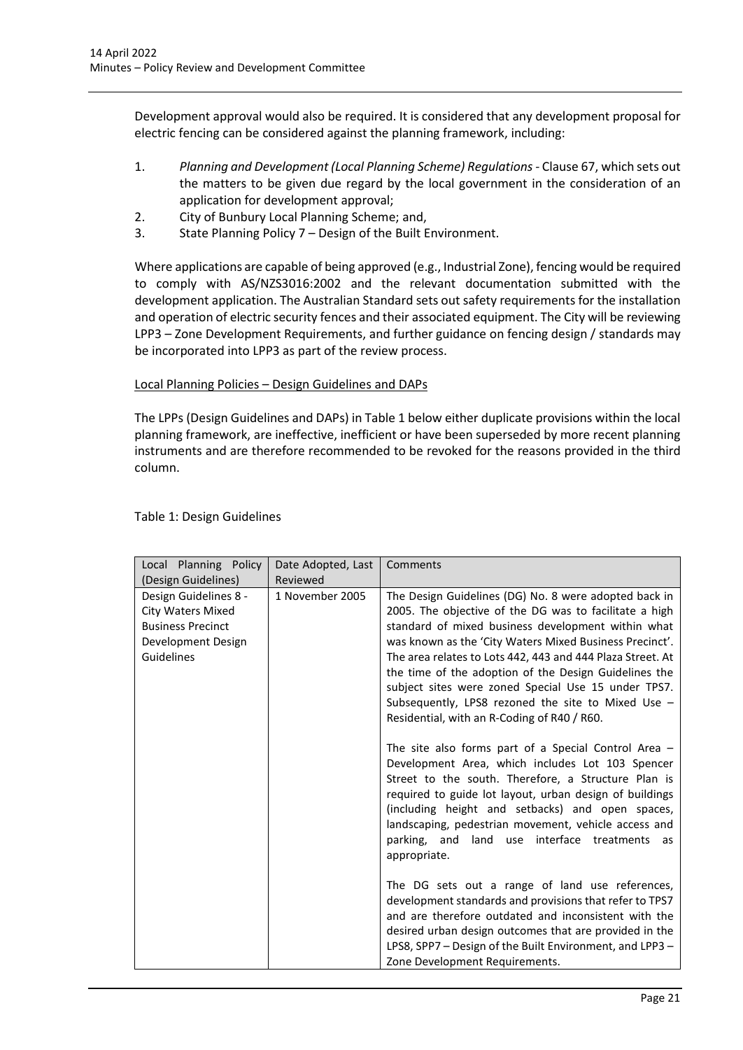Development approval would also be required. It is considered that any development proposal for electric fencing can be considered against the planning framework, including:

1. *Planning and Development (Local Planning Scheme) Regulations* - Clause 67, which sets out the matters to be given due regard by the local government in the consideration of an application for development approval;
2. City of Bunbury Local Planning Scheme; and,
3. State Planning Policy 7 – Design of the Built Environment.

Where applications are capable of being approved (e.g., Industrial Zone), fencing would be required to comply with AS/NZS3016:2002 and the relevant documentation submitted with the development application. The Australian Standard sets out safety requirements for the installation and operation of electric security fences and their associated equipment. The City will be reviewing LPP3 – Zone Development Requirements, and further guidance on fencing design / standards may be incorporated into LPP3 as part of the review process.

<u>Local Planning Policies – Design Guidelines and DAPs</u>

The LPPs (Design Guidelines and DAPs) in Table 1 below either duplicate provisions within the local planning framework, are ineffective, inefficient or have been superseded by more recent planning instruments and are therefore recommended to be revoked for the reasons provided in the third column.

Table 1: Design Guidelines

| Local Planning Policy (Design Guidelines) | Date Adopted, Last Reviewed | Comments |
|---|---|---|
| Design Guidelines 8 - City Waters Mixed Business Precinct Development Design Guidelines | 1 November 2005 | The Design Guidelines (DG) No. 8 were adopted back in 2005. The objective of the DG was to facilitate a high standard of mixed business development within what was known as the 'City Waters Mixed Business Precinct'. The area relates to Lots 442, 443 and 444 Plaza Street. At the time of the adoption of the Design Guidelines the subject sites were zoned Special Use 15 under TPS7. Subsequently, LPS8 rezoned the site to Mixed Use – Residential, with an R-Coding of R40 / R60.<br><br>The site also forms part of a Special Control Area – Development Area, which includes Lot 103 Spencer Street to the south. Therefore, a Structure Plan is required to guide lot layout, urban design of buildings (including height and setbacks) and open spaces, landscaping, pedestrian movement, vehicle access and parking, and land use interface treatments as appropriate.<br><br>The DG sets out a range of land use references, development standards and provisions that refer to TPS7 and are therefore outdated and inconsistent with the desired urban design outcomes that are provided in the LPS8, SPP7 – Design of the Built Environment, and LPP3 – Zone Development Requirements. |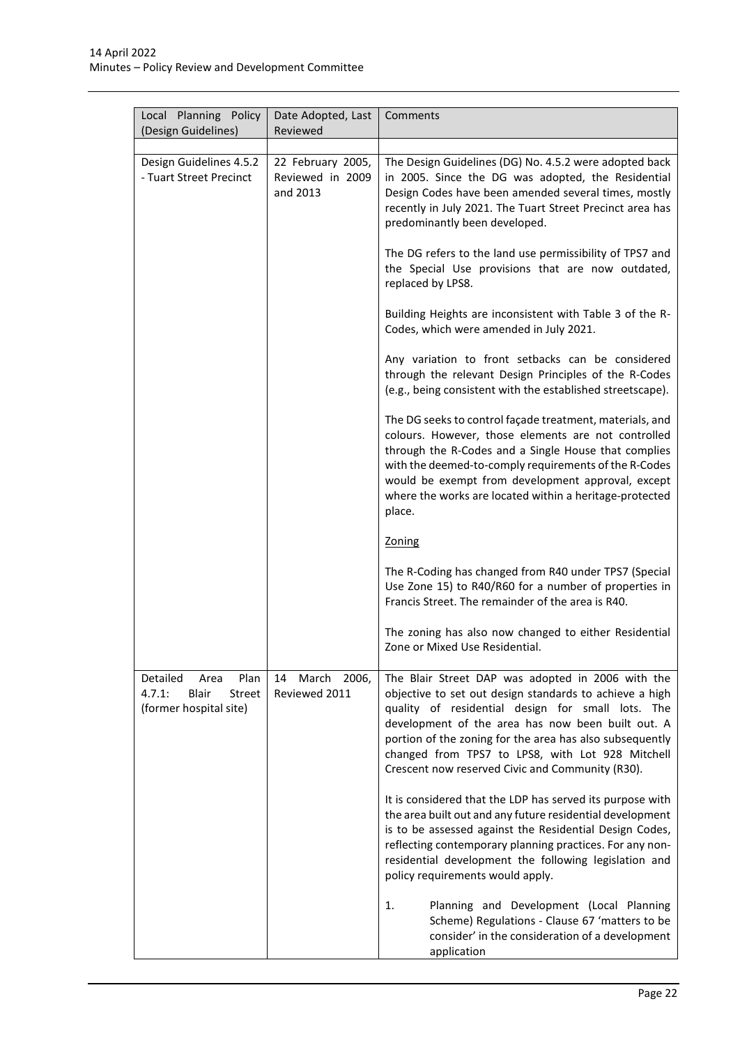| Local Planning Policy (Design Guidelines) | Date Adopted, Last Reviewed | Comments |
|---|---|---|
| | | |
| Design Guidelines 4.5.2 - Tuart Street Precinct | 22 February 2005, Reviewed in 2009 and 2013 | The Design Guidelines (DG) No. 4.5.2 were adopted back in 2005. Since the DG was adopted, the Residential Design Codes have been amended several times, mostly recently in July 2021. The Tuart Street Precinct area has predominantly been developed.<br><br>The DG refers to the land use permissibility of TPS7 and the Special Use provisions that are now outdated, replaced by LPS8.<br><br>Building Heights are inconsistent with Table 3 of the R-Codes, which were amended in July 2021.<br><br>Any variation to front setbacks can be considered through the relevant Design Principles of the R-Codes (e.g., being consistent with the established streetscape).<br><br>The DG seeks to control façade treatment, materials, and colours. However, those elements are not controlled through the R-Codes and a Single House that complies with the deemed-to-comply requirements of the R-Codes would be exempt from development approval, except where the works are located within a heritage-protected place.<br><br>Zoning<br><br>The R-Coding has changed from R40 under TPS7 (Special Use Zone 15) to R40/R60 for a number of properties in Francis Street. The remainder of the area is R40.<br><br>The zoning has also now changed to either Residential Zone or Mixed Use Residential. |
| Detailed Area Plan 4.7.1: Blair Street (former hospital site) | 14 March 2006, Reviewed 2011 | The Blair Street DAP was adopted in 2006 with the objective to set out design standards to achieve a high quality of residential design for small lots. The development of the area has now been built out. A portion of the zoning for the area has also subsequently changed from TPS7 to LPS8, with Lot 928 Mitchell Crescent now reserved Civic and Community (R30).<br><br>It is considered that the LDP has served its purpose with the area built out and any future residential development is to be assessed against the Residential Design Codes, reflecting contemporary planning practices. For any non-residential development the following legislation and policy requirements would apply.<br><br>1. Planning and Development (Local Planning Scheme) Regulations - Clause 67 'matters to be consider' in the consideration of a development application |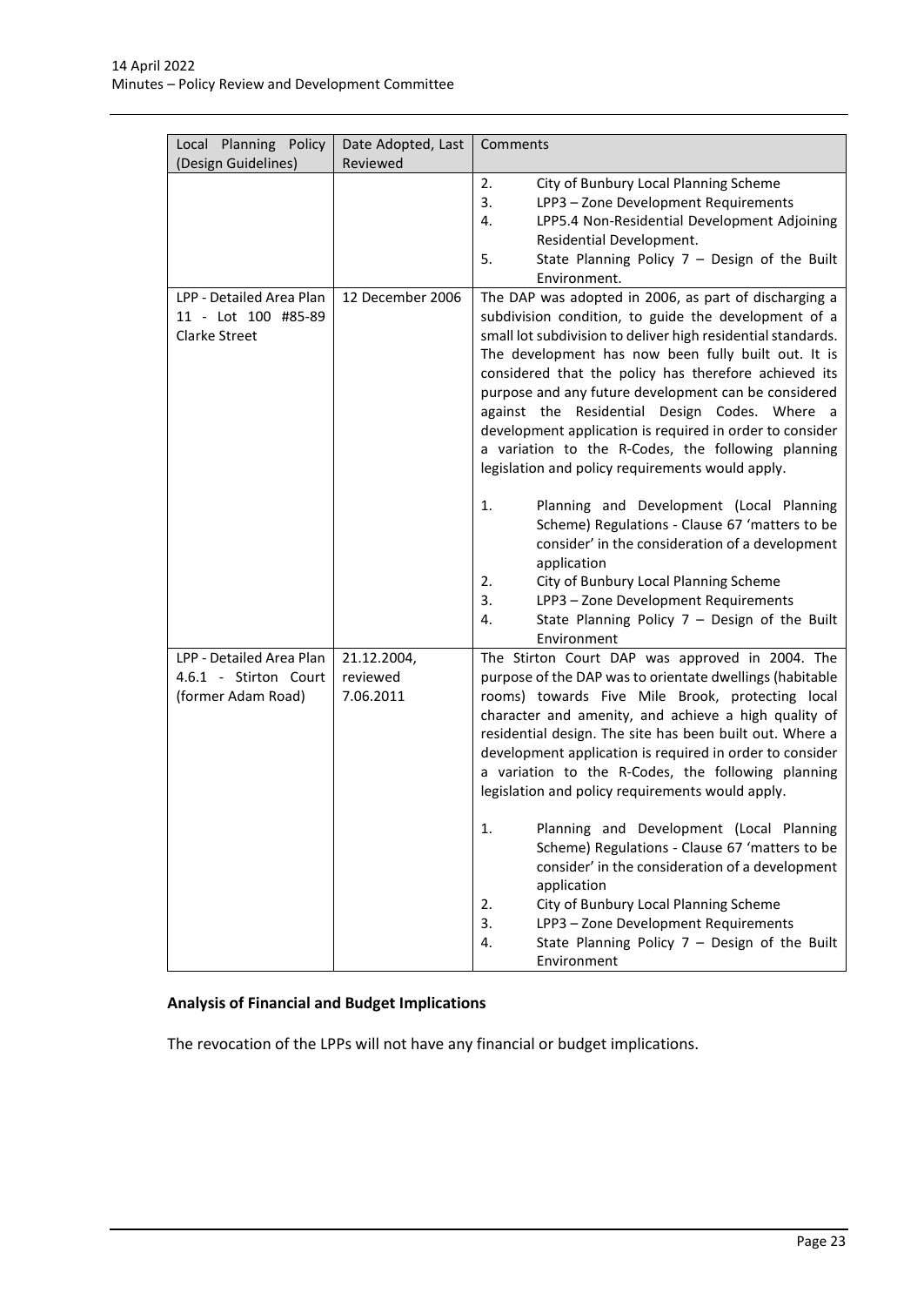| Local Planning Policy (Design Guidelines) | Date Adopted, Last Reviewed | Comments |
|---|---|---|
| | | 2. City of Bunbury Local Planning Scheme<br>3. LPP3 – Zone Development Requirements<br>4. LPP5.4 Non-Residential Development Adjoining Residential Development.<br>5. State Planning Policy 7 – Design of the Built Environment. |
| LPP - Detailed Area Plan 11 - Lot 100 #85-89 Clarke Street | 12 December 2006 | The DAP was adopted in 2006, as part of discharging a subdivision condition, to guide the development of a small lot subdivision to deliver high residential standards. The development has now been fully built out. It is considered that the policy has therefore achieved its purpose and any future development can be considered against the Residential Design Codes. Where a development application is required in order to consider a variation to the R-Codes, the following planning legislation and policy requirements would apply.<br><br>1. Planning and Development (Local Planning Scheme) Regulations - Clause 67 'matters to be consider' in the consideration of a development application<br>2. City of Bunbury Local Planning Scheme<br>3. LPP3 – Zone Development Requirements<br>4. State Planning Policy 7 – Design of the Built Environment |
| LPP - Detailed Area Plan 4.6.1 - Stirton Court (former Adam Road) | 21.12.2004, reviewed 7.06.2011 | The Stirton Court DAP was approved in 2004. The purpose of the DAP was to orientate dwellings (habitable rooms) towards Five Mile Brook, protecting local character and amenity, and achieve a high quality of residential design. The site has been built out. Where a development application is required in order to consider a variation to the R-Codes, the following planning legislation and policy requirements would apply.<br><br>1. Planning and Development (Local Planning Scheme) Regulations - Clause 67 'matters to be consider' in the consideration of a development application<br>2. City of Bunbury Local Planning Scheme<br>3. LPP3 – Zone Development Requirements<br>4. State Planning Policy 7 – Design of the Built Environment |

**Analysis of Financial and Budget Implications**

The revocation of the LPPs will not have any financial or budget implications.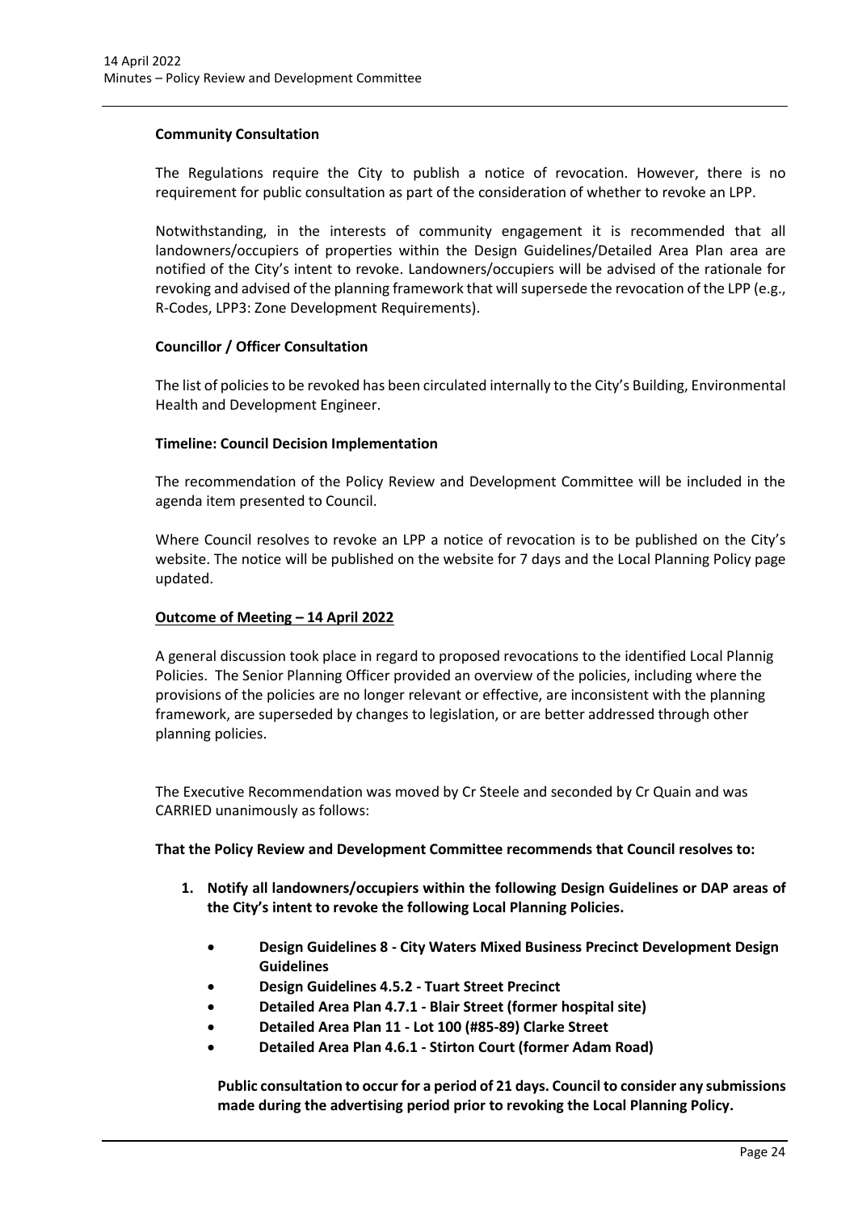**Community Consultation**

The Regulations require the City to publish a notice of revocation. However, there is no requirement for public consultation as part of the consideration of whether to revoke an LPP.

Notwithstanding, in the interests of community engagement it is recommended that all landowners/occupiers of properties within the Design Guidelines/Detailed Area Plan area are notified of the City's intent to revoke. Landowners/occupiers will be advised of the rationale for revoking and advised of the planning framework that will supersede the revocation of the LPP (e.g., R-Codes, LPP3: Zone Development Requirements).

**Councillor / Officer Consultation**

The list of policies to be revoked has been circulated internally to the City's Building, Environmental Health and Development Engineer.

**Timeline: Council Decision Implementation**

The recommendation of the Policy Review and Development Committee will be included in the agenda item presented to Council.

Where Council resolves to revoke an LPP a notice of revocation is to be published on the City's website. The notice will be published on the website for 7 days and the Local Planning Policy page updated.

**Outcome of Meeting – 14 April 2022**

A general discussion took place in regard to proposed revocations to the identified Local Plannig Policies. The Senior Planning Officer provided an overview of the policies, including where the provisions of the policies are no longer relevant or effective, are inconsistent with the planning framework, are superseded by changes to legislation, or are better addressed through other planning policies.

The Executive Recommendation was moved by Cr Steele and seconded by Cr Quain and was CARRIED unanimously as follows:

**That the Policy Review and Development Committee recommends that Council resolves to:**

1. **Notify all landowners/occupiers within the following Design Guidelines or DAP areas of the City's intent to revoke the following Local Planning Policies.**
   - **Design Guidelines 8 - City Waters Mixed Business Precinct Development Design Guidelines**
   - **Design Guidelines 4.5.2 - Tuart Street Precinct**
   - **Detailed Area Plan 4.7.1 - Blair Street (former hospital site)**
   - **Detailed Area Plan 11 - Lot 100 (#85-89) Clarke Street**
   - **Detailed Area Plan 4.6.1 - Stirton Court (former Adam Road)**

   **Public consultation to occur for a period of 21 days. Council to consider any submissions made during the advertising period prior to revoking the Local Planning Policy.**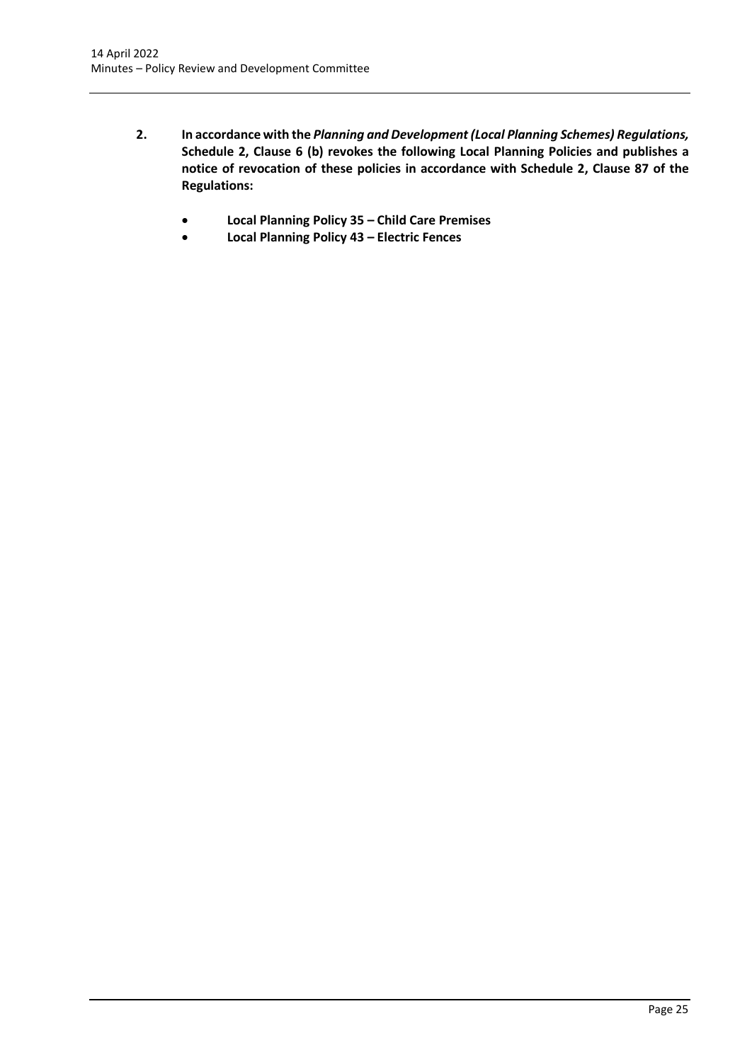2. **In accordance with the *Planning and Development (Local Planning Schemes) Regulations,* Schedule 2, Clause 6 (b) revokes the following Local Planning Policies and publishes a notice of revocation of these policies in accordance with Schedule 2, Clause 87 of the Regulations:**

    - **Local Planning Policy 35 – Child Care Premises**
    - **Local Planning Policy 43 – Electric Fences**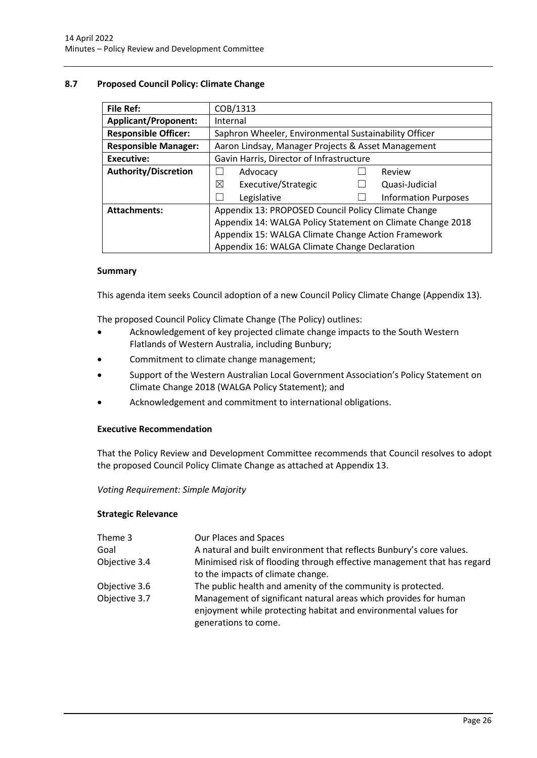## 8.7 Proposed Council Policy: Climate Change

| **File Ref:** | COB/1313 |
|---|---|
| **Applicant/Proponent:** | Internal |
| **Responsible Officer:** | Saphron Wheeler, Environmental Sustainability Officer |
| **Responsible Manager:** | Aaron Lindsay, Manager Projects & Asset Management |
| **Executive:** | Gavin Harris, Director of Infrastructure |
| **Authority/Discretion** | ☐ Advocacy ☐ Review<br>☒ Executive/Strategic ☐ Quasi-Judicial<br>☐ Legislative ☐ Information Purposes |
| **Attachments:** | Appendix 13: PROPOSED Council Policy Climate Change<br>Appendix 14: WALGA Policy Statement on Climate Change 2018<br>Appendix 15: WALGA Climate Change Action Framework<br>Appendix 16: WALGA Climate Change Declaration |

### Summary

This agenda item seeks Council adoption of a new Council Policy Climate Change (Appendix 13).

The proposed Council Policy Climate Change (The Policy) outlines:

- Acknowledgement of key projected climate change impacts to the South Western Flatlands of Western Australia, including Bunbury;
- Commitment to climate change management;
- Support of the Western Australian Local Government Association's Policy Statement on Climate Change 2018 (WALGA Policy Statement); and
- Acknowledgement and commitment to international obligations.

### Executive Recommendation

That the Policy Review and Development Committee recommends that Council resolves to adopt the proposed Council Policy Climate Change as attached at Appendix 13.

*Voting Requirement: Simple Majority*

### Strategic Relevance

| | |
|---|---|
| Theme 3 | Our Places and Spaces |
| Goal | A natural and built environment that reflects Bunbury's core values. |
| Objective 3.4 | Minimised risk of flooding through effective management that has regard to the impacts of climate change. |
| Objective 3.6 | The public health and amenity of the community is protected. |
| Objective 3.7 | Management of significant natural areas which provides for human enjoyment while protecting habitat and environmental values for generations to come. |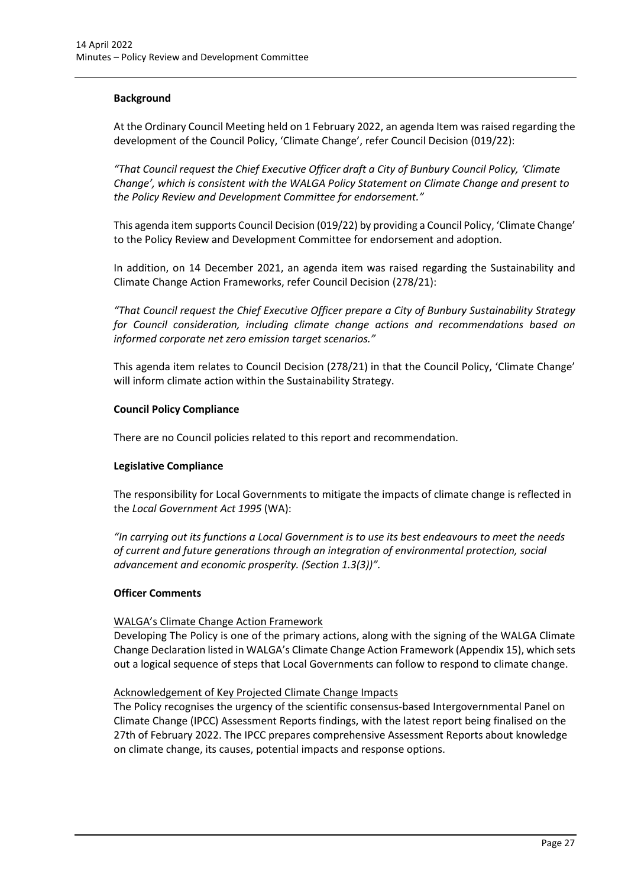**Background**

At the Ordinary Council Meeting held on 1 February 2022, an agenda Item was raised regarding the development of the Council Policy, 'Climate Change', refer Council Decision (019/22):

*"That Council request the Chief Executive Officer draft a City of Bunbury Council Policy, 'Climate Change', which is consistent with the WALGA Policy Statement on Climate Change and present to the Policy Review and Development Committee for endorsement."*

This agenda item supports Council Decision (019/22) by providing a Council Policy, 'Climate Change' to the Policy Review and Development Committee for endorsement and adoption.

In addition, on 14 December 2021, an agenda item was raised regarding the Sustainability and Climate Change Action Frameworks, refer Council Decision (278/21):

*"That Council request the Chief Executive Officer prepare a City of Bunbury Sustainability Strategy for Council consideration, including climate change actions and recommendations based on informed corporate net zero emission target scenarios."*

This agenda item relates to Council Decision (278/21) in that the Council Policy, 'Climate Change' will inform climate action within the Sustainability Strategy.

**Council Policy Compliance**

There are no Council policies related to this report and recommendation.

**Legislative Compliance**

The responsibility for Local Governments to mitigate the impacts of climate change is reflected in the *Local Government Act 1995* (WA):

*"In carrying out its functions a Local Government is to use its best endeavours to meet the needs of current and future generations through an integration of environmental protection, social advancement and economic prosperity. (Section 1.3(3))".*

**Officer Comments**

<u>WALGA's Climate Change Action Framework</u>

Developing The Policy is one of the primary actions, along with the signing of the WALGA Climate Change Declaration listed in WALGA's Climate Change Action Framework (Appendix 15), which sets out a logical sequence of steps that Local Governments can follow to respond to climate change.

<u>Acknowledgement of Key Projected Climate Change Impacts</u>

The Policy recognises the urgency of the scientific consensus-based Intergovernmental Panel on Climate Change (IPCC) Assessment Reports findings, with the latest report being finalised on the 27th of February 2022. The IPCC prepares comprehensive Assessment Reports about knowledge on climate change, its causes, potential impacts and response options.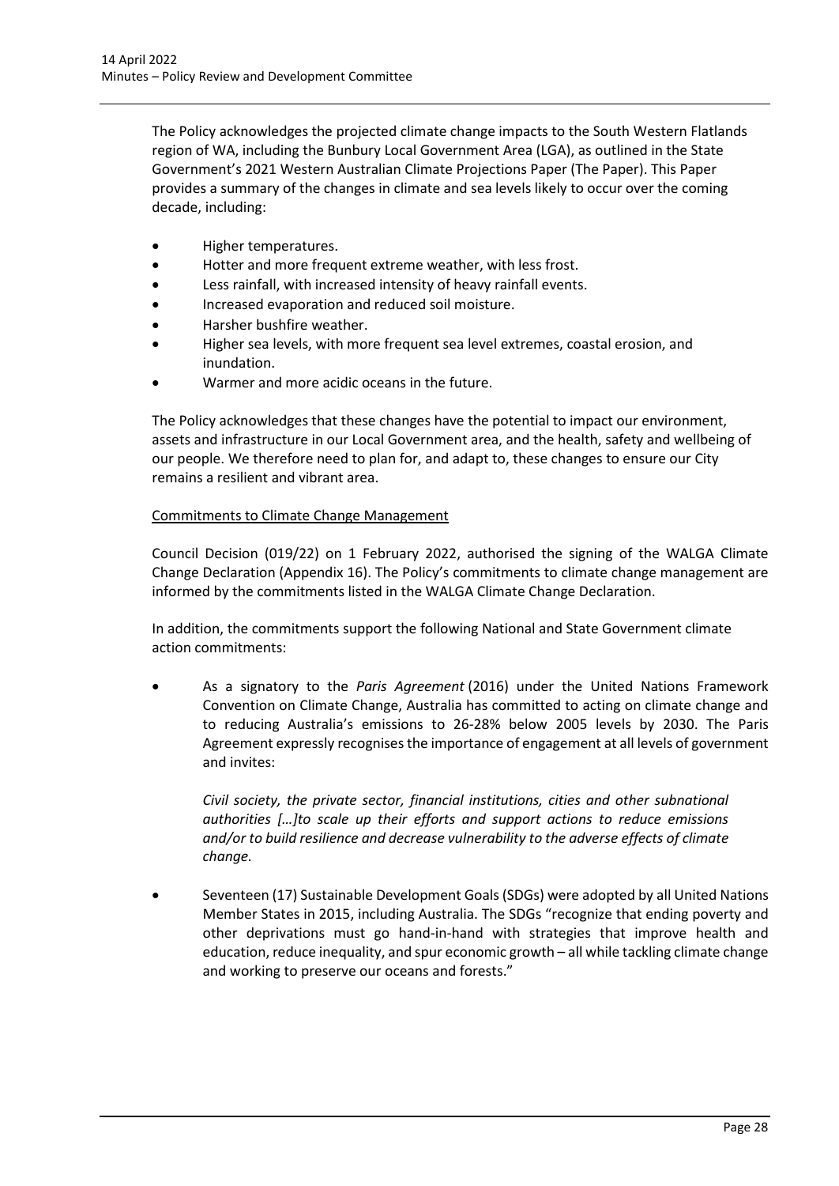The Policy acknowledges the projected climate change impacts to the South Western Flatlands region of WA, including the Bunbury Local Government Area (LGA), as outlined in the State Government's 2021 Western Australian Climate Projections Paper (The Paper). This Paper provides a summary of the changes in climate and sea levels likely to occur over the coming decade, including:

- Higher temperatures.
- Hotter and more frequent extreme weather, with less frost.
- Less rainfall, with increased intensity of heavy rainfall events.
- Increased evaporation and reduced soil moisture.
- Harsher bushfire weather.
- Higher sea levels, with more frequent sea level extremes, coastal erosion, and inundation.
- Warmer and more acidic oceans in the future.

The Policy acknowledges that these changes have the potential to impact our environment, assets and infrastructure in our Local Government area, and the health, safety and wellbeing of our people. We therefore need to plan for, and adapt to, these changes to ensure our City remains a resilient and vibrant area.

<u>Commitments to Climate Change Management</u>

Council Decision (019/22) on 1 February 2022, authorised the signing of the WALGA Climate Change Declaration (Appendix 16). The Policy's commitments to climate change management are informed by the commitments listed in the WALGA Climate Change Declaration.

In addition, the commitments support the following National and State Government climate action commitments:

- As a signatory to the *Paris Agreement* (2016) under the United Nations Framework Convention on Climate Change, Australia has committed to acting on climate change and to reducing Australia's emissions to 26-28% below 2005 levels by 2030. The Paris Agreement expressly recognises the importance of engagement at all levels of government and invites:

  *Civil society, the private sector, financial institutions, cities and other subnational authorities […]to scale up their efforts and support actions to reduce emissions and/or to build resilience and decrease vulnerability to the adverse effects of climate change.*

- Seventeen (17) Sustainable Development Goals (SDGs) were adopted by all United Nations Member States in 2015, including Australia. The SDGs "recognize that ending poverty and other deprivations must go hand-in-hand with strategies that improve health and education, reduce inequality, and spur economic growth – all while tackling climate change and working to preserve our oceans and forests."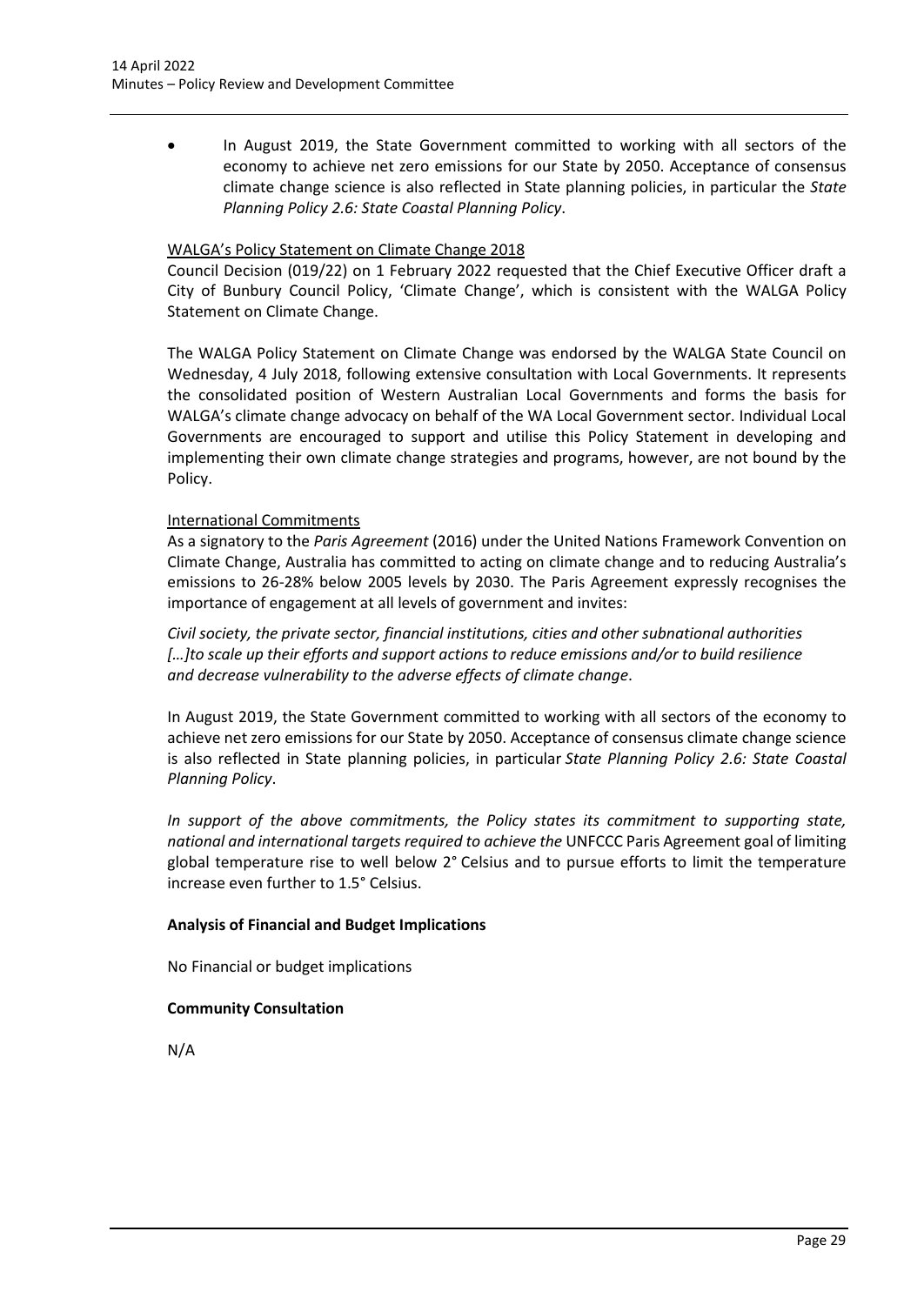- In August 2019, the State Government committed to working with all sectors of the economy to achieve net zero emissions for our State by 2050. Acceptance of consensus climate change science is also reflected in State planning policies, in particular the *State Planning Policy 2.6: State Coastal Planning Policy*.

WALGA's Policy Statement on Climate Change 2018

Council Decision (019/22) on 1 February 2022 requested that the Chief Executive Officer draft a City of Bunbury Council Policy, 'Climate Change', which is consistent with the WALGA Policy Statement on Climate Change.

The WALGA Policy Statement on Climate Change was endorsed by the WALGA State Council on Wednesday, 4 July 2018, following extensive consultation with Local Governments. It represents the consolidated position of Western Australian Local Governments and forms the basis for WALGA's climate change advocacy on behalf of the WA Local Government sector. Individual Local Governments are encouraged to support and utilise this Policy Statement in developing and implementing their own climate change strategies and programs, however, are not bound by the Policy.

International Commitments

As a signatory to the *Paris Agreement* (2016) under the United Nations Framework Convention on Climate Change, Australia has committed to acting on climate change and to reducing Australia's emissions to 26-28% below 2005 levels by 2030. The Paris Agreement expressly recognises the importance of engagement at all levels of government and invites:

*Civil society, the private sector, financial institutions, cities and other subnational authorities […]to scale up their efforts and support actions to reduce emissions and/or to build resilience and decrease vulnerability to the adverse effects of climate change*.

In August 2019, the State Government committed to working with all sectors of the economy to achieve net zero emissions for our State by 2050. Acceptance of consensus climate change science is also reflected in State planning policies, in particular *State Planning Policy 2.6: State Coastal Planning Policy*.

*In support of the above commitments, the Policy states its commitment to supporting state, national and international targets required to achieve the* UNFCCC Paris Agreement goal of limiting global temperature rise to well below 2° Celsius and to pursue efforts to limit the temperature increase even further to 1.5° Celsius.

**Analysis of Financial and Budget Implications**

No Financial or budget implications

**Community Consultation**

N/A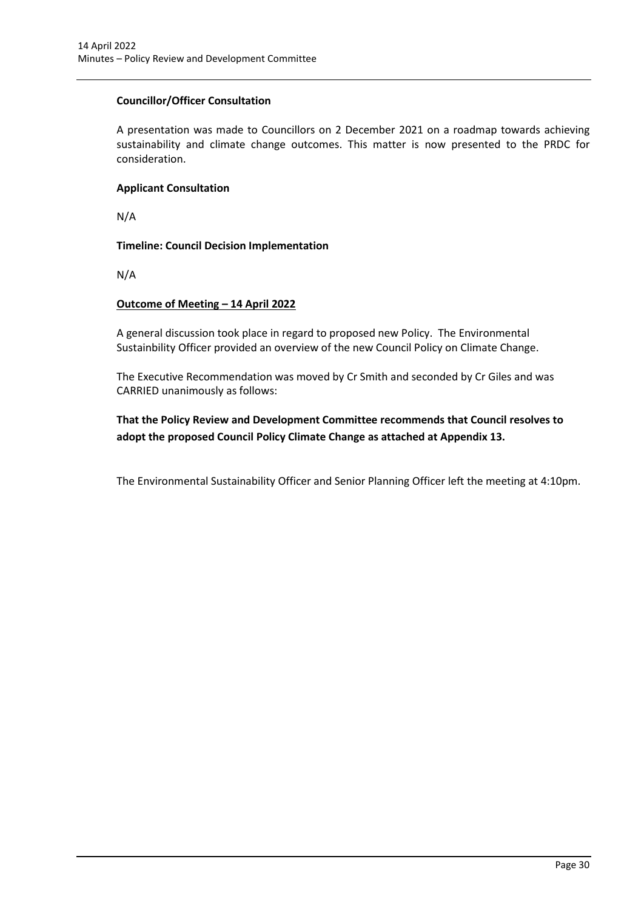**Councillor/Officer Consultation**

A presentation was made to Councillors on 2 December 2021 on a roadmap towards achieving sustainability and climate change outcomes. This matter is now presented to the PRDC for consideration.

**Applicant Consultation**

N/A

**Timeline: Council Decision Implementation**

N/A

**Outcome of Meeting – 14 April 2022**

A general discussion took place in regard to proposed new Policy. The Environmental Sustainbility Officer provided an overview of the new Council Policy on Climate Change.

The Executive Recommendation was moved by Cr Smith and seconded by Cr Giles and was CARRIED unanimously as follows:

**That the Policy Review and Development Committee recommends that Council resolves to adopt the proposed Council Policy Climate Change as attached at Appendix 13.**

The Environmental Sustainability Officer and Senior Planning Officer left the meeting at 4:10pm.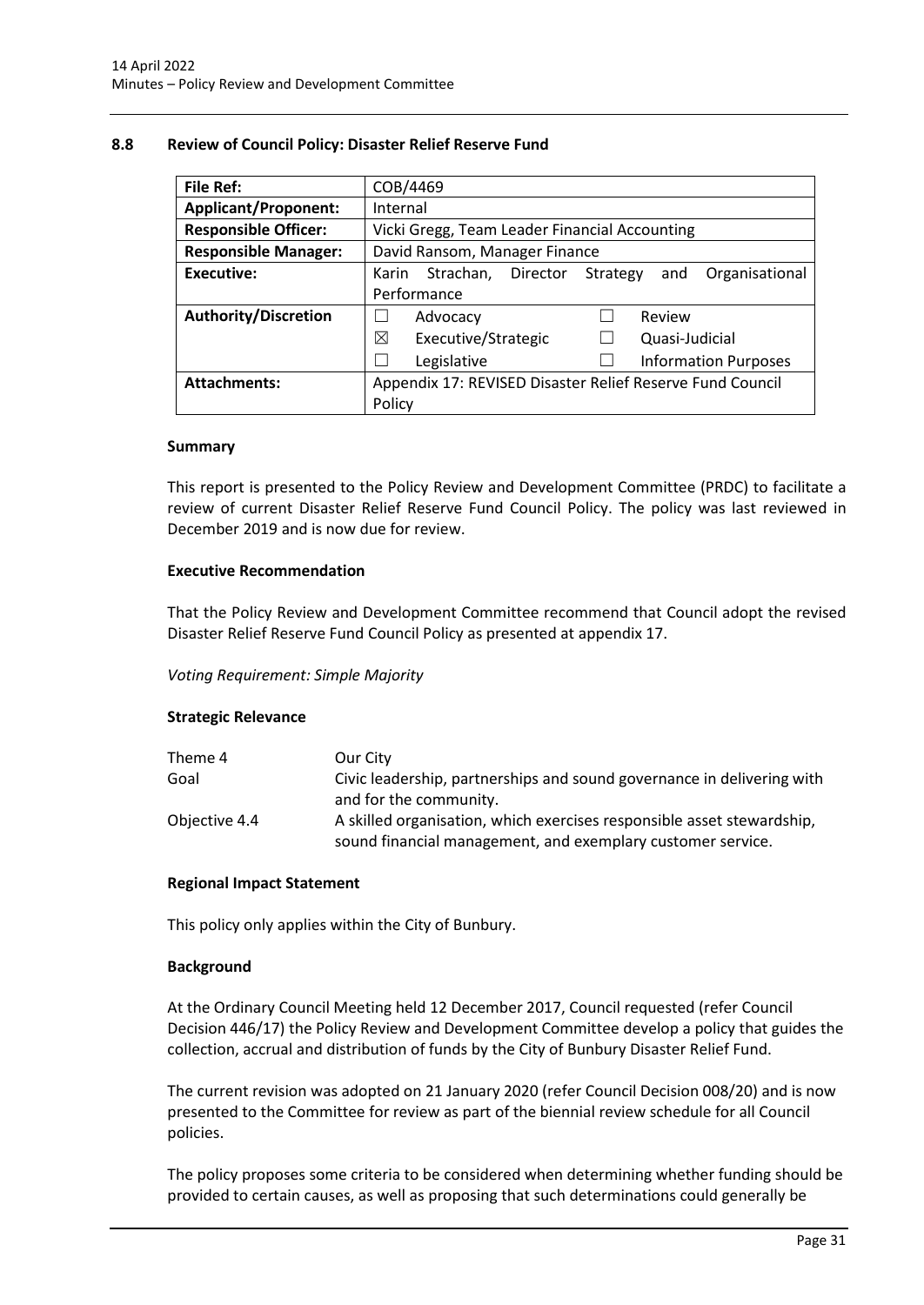## 8.8 Review of Council Policy: Disaster Relief Reserve Fund

| | |
|---|---|
| **File Ref:** | COB/4469 |
| **Applicant/Proponent:** | Internal |
| **Responsible Officer:** | Vicki Gregg, Team Leader Financial Accounting |
| **Responsible Manager:** | David Ransom, Manager Finance |
| **Executive:** | Karin Strachan, Director Strategy and Organisational Performance |
| **Authority/Discretion** | ☐ Advocacy ☐ Review<br>☒ Executive/Strategic ☐ Quasi-Judicial<br>☐ Legislative ☐ Information Purposes |
| **Attachments:** | Appendix 17: REVISED Disaster Relief Reserve Fund Council Policy |

### Summary

This report is presented to the Policy Review and Development Committee (PRDC) to facilitate a review of current Disaster Relief Reserve Fund Council Policy. The policy was last reviewed in December 2019 and is now due for review.

### Executive Recommendation

That the Policy Review and Development Committee recommend that Council adopt the revised Disaster Relief Reserve Fund Council Policy as presented at appendix 17.

*Voting Requirement: Simple Majority*

### Strategic Relevance

| | |
|---|---|
| Theme 4 | Our City |
| Goal | Civic leadership, partnerships and sound governance in delivering with and for the community. |
| Objective 4.4 | A skilled organisation, which exercises responsible asset stewardship, sound financial management, and exemplary customer service. |

### Regional Impact Statement

This policy only applies within the City of Bunbury.

### Background

At the Ordinary Council Meeting held 12 December 2017, Council requested (refer Council Decision 446/17) the Policy Review and Development Committee develop a policy that guides the collection, accrual and distribution of funds by the City of Bunbury Disaster Relief Fund.

The current revision was adopted on 21 January 2020 (refer Council Decision 008/20) and is now presented to the Committee for review as part of the biennial review schedule for all Council policies.

The policy proposes some criteria to be considered when determining whether funding should be provided to certain causes, as well as proposing that such determinations could generally be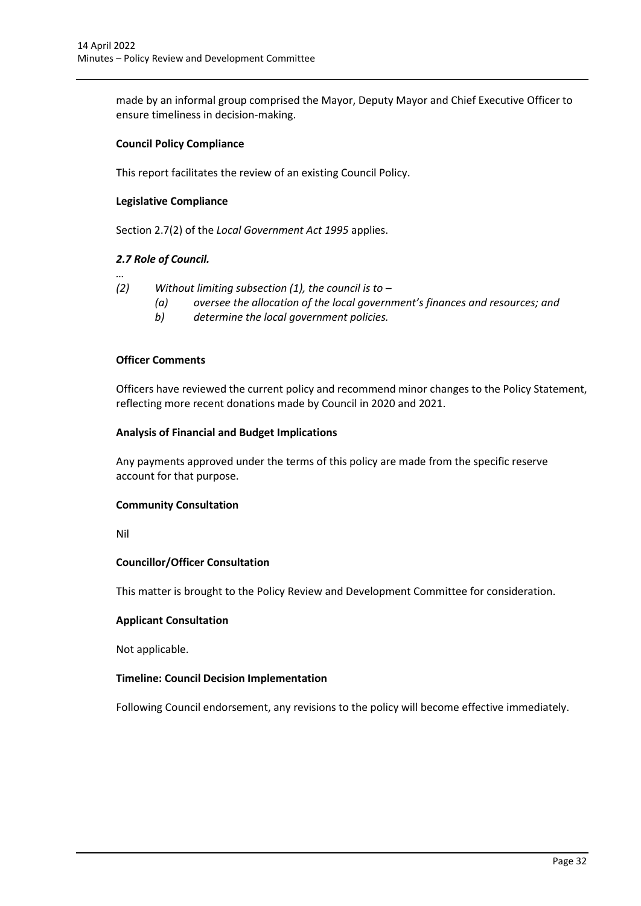made by an informal group comprised the Mayor, Deputy Mayor and Chief Executive Officer to ensure timeliness in decision-making.

**Council Policy Compliance**

This report facilitates the review of an existing Council Policy.

**Legislative Compliance**

Section 2.7(2) of the *Local Government Act 1995* applies.

***2.7 Role of Council.***

*…*

*(2) Without limiting subsection (1), the council is to –*

*(a) oversee the allocation of the local government's finances and resources; and*

*b) determine the local government policies.*

**Officer Comments**

Officers have reviewed the current policy and recommend minor changes to the Policy Statement, reflecting more recent donations made by Council in 2020 and 2021.

**Analysis of Financial and Budget Implications**

Any payments approved under the terms of this policy are made from the specific reserve account for that purpose.

**Community Consultation**

Nil

**Councillor/Officer Consultation**

This matter is brought to the Policy Review and Development Committee for consideration.

**Applicant Consultation**

Not applicable.

**Timeline: Council Decision Implementation**

Following Council endorsement, any revisions to the policy will become effective immediately.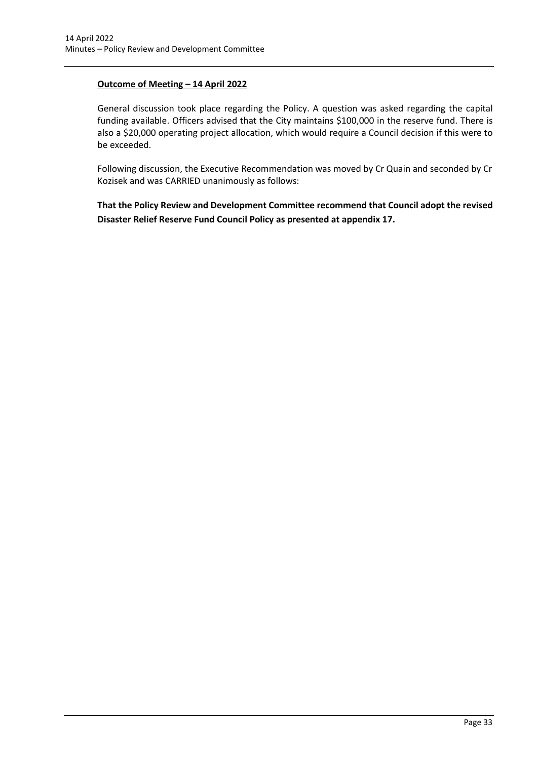**Outcome of Meeting – 14 April 2022**

General discussion took place regarding the Policy. A question was asked regarding the capital funding available. Officers advised that the City maintains $100,000 in the reserve fund. There is also a $20,000 operating project allocation, which would require a Council decision if this were to be exceeded.

Following discussion, the Executive Recommendation was moved by Cr Quain and seconded by Cr Kozisek and was CARRIED unanimously as follows:

**That the Policy Review and Development Committee recommend that Council adopt the revised Disaster Relief Reserve Fund Council Policy as presented at appendix 17.**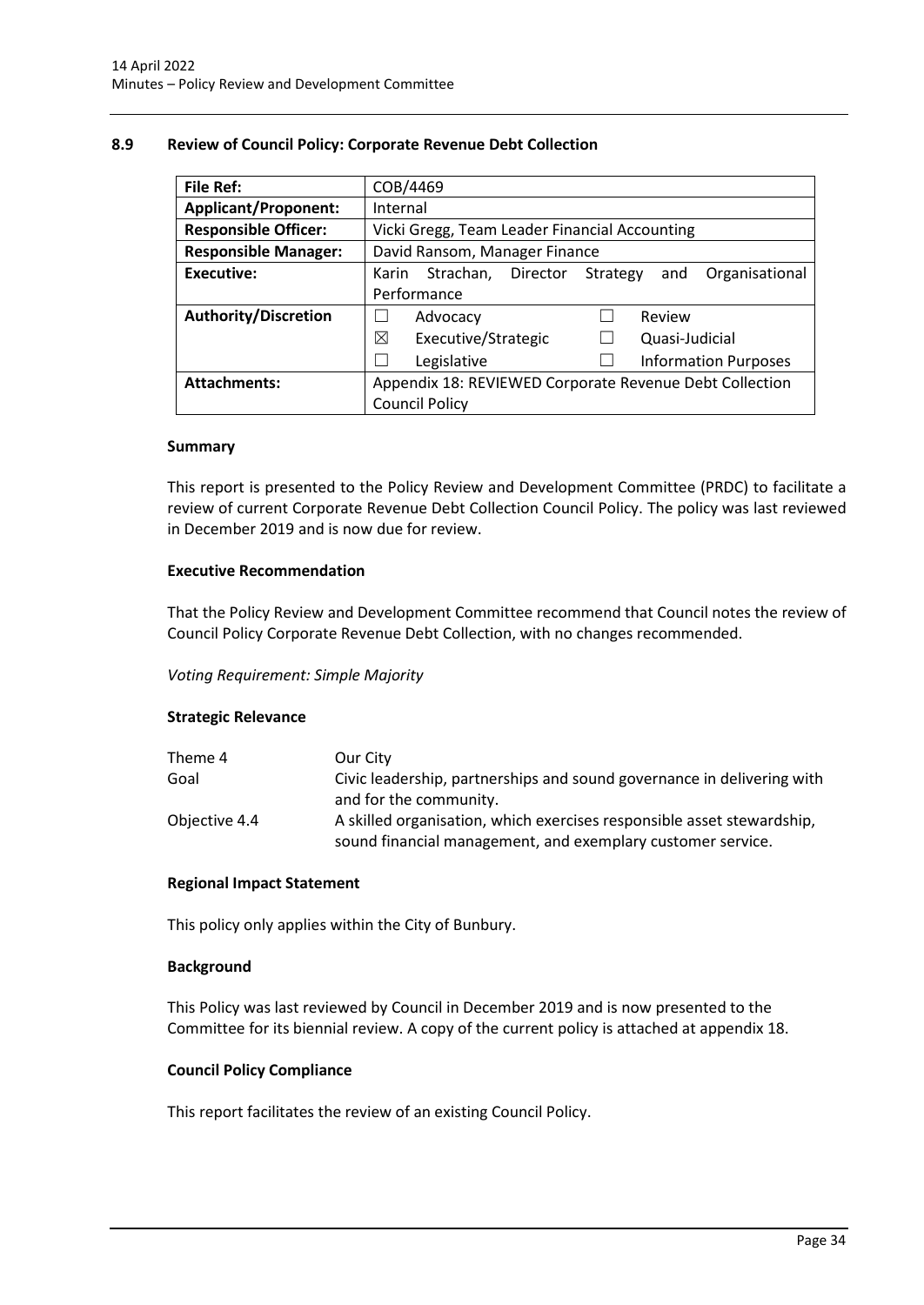### 8.9 Review of Council Policy: Corporate Revenue Debt Collection

| **File Ref:** | COB/4469 |
|---|---|
| **Applicant/Proponent:** | Internal |
| **Responsible Officer:** | Vicki Gregg, Team Leader Financial Accounting |
| **Responsible Manager:** | David Ransom, Manager Finance |
| **Executive:** | Karin Strachan, Director Strategy and Organisational Performance |
| **Authority/Discretion** | ☐ Advocacy ☐ Review<br>☒ Executive/Strategic ☐ Quasi-Judicial<br>☐ Legislative ☐ Information Purposes |
| **Attachments:** | Appendix 18: REVIEWED Corporate Revenue Debt Collection Council Policy |

#### Summary

This report is presented to the Policy Review and Development Committee (PRDC) to facilitate a review of current Corporate Revenue Debt Collection Council Policy. The policy was last reviewed in December 2019 and is now due for review.

#### Executive Recommendation

That the Policy Review and Development Committee recommend that Council notes the review of Council Policy Corporate Revenue Debt Collection, with no changes recommended.

*Voting Requirement: Simple Majority*

#### Strategic Relevance

| | |
|---|---|
| Theme 4 | Our City |
| Goal | Civic leadership, partnerships and sound governance in delivering with and for the community. |
| Objective 4.4 | A skilled organisation, which exercises responsible asset stewardship, sound financial management, and exemplary customer service. |

#### Regional Impact Statement

This policy only applies within the City of Bunbury.

#### Background

This Policy was last reviewed by Council in December 2019 and is now presented to the Committee for its biennial review. A copy of the current policy is attached at appendix 18.

#### Council Policy Compliance

This report facilitates the review of an existing Council Policy.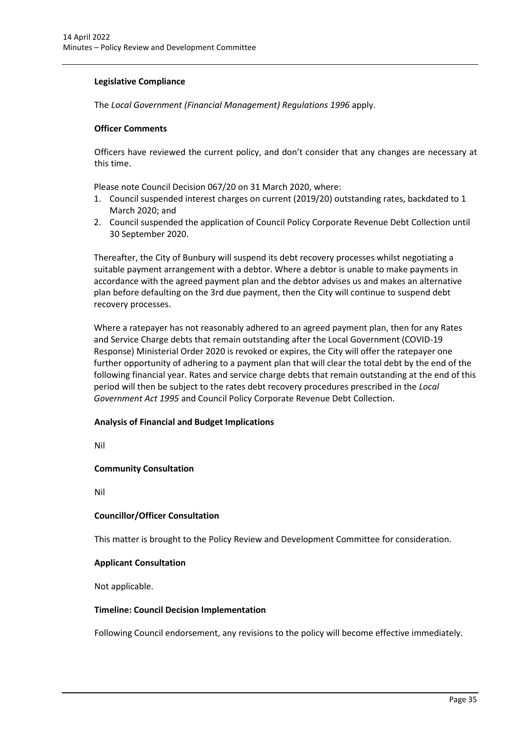**Legislative Compliance**

The *Local Government (Financial Management) Regulations 1996* apply.

**Officer Comments**

Officers have reviewed the current policy, and don't consider that any changes are necessary at this time.

Please note Council Decision 067/20 on 31 March 2020, where:

1. Council suspended interest charges on current (2019/20) outstanding rates, backdated to 1 March 2020; and
2. Council suspended the application of Council Policy Corporate Revenue Debt Collection until 30 September 2020.

Thereafter, the City of Bunbury will suspend its debt recovery processes whilst negotiating a suitable payment arrangement with a debtor. Where a debtor is unable to make payments in accordance with the agreed payment plan and the debtor advises us and makes an alternative plan before defaulting on the 3rd due payment, then the City will continue to suspend debt recovery processes.

Where a ratepayer has not reasonably adhered to an agreed payment plan, then for any Rates and Service Charge debts that remain outstanding after the Local Government (COVID-19 Response) Ministerial Order 2020 is revoked or expires, the City will offer the ratepayer one further opportunity of adhering to a payment plan that will clear the total debt by the end of the following financial year. Rates and service charge debts that remain outstanding at the end of this period will then be subject to the rates debt recovery procedures prescribed in the *Local Government Act 1995* and Council Policy Corporate Revenue Debt Collection.

**Analysis of Financial and Budget Implications**

Nil

**Community Consultation**

Nil

**Councillor/Officer Consultation**

This matter is brought to the Policy Review and Development Committee for consideration.

**Applicant Consultation**

Not applicable.

**Timeline: Council Decision Implementation**

Following Council endorsement, any revisions to the policy will become effective immediately.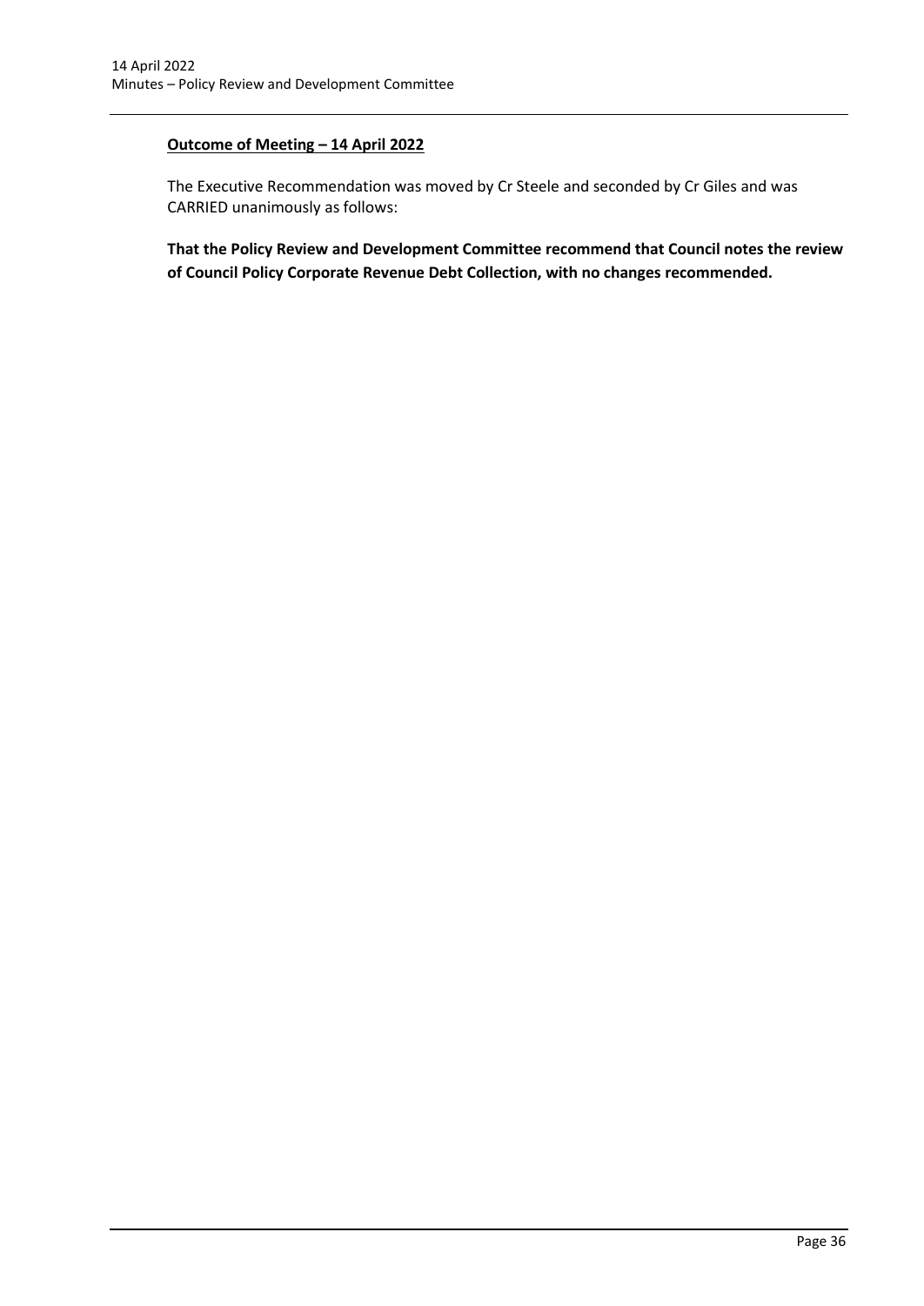**<u>Outcome of Meeting – 14 April 2022</u>**

The Executive Recommendation was moved by Cr Steele and seconded by Cr Giles and was CARRIED unanimously as follows:

**That the Policy Review and Development Committee recommend that Council notes the review of Council Policy Corporate Revenue Debt Collection, with no changes recommended.**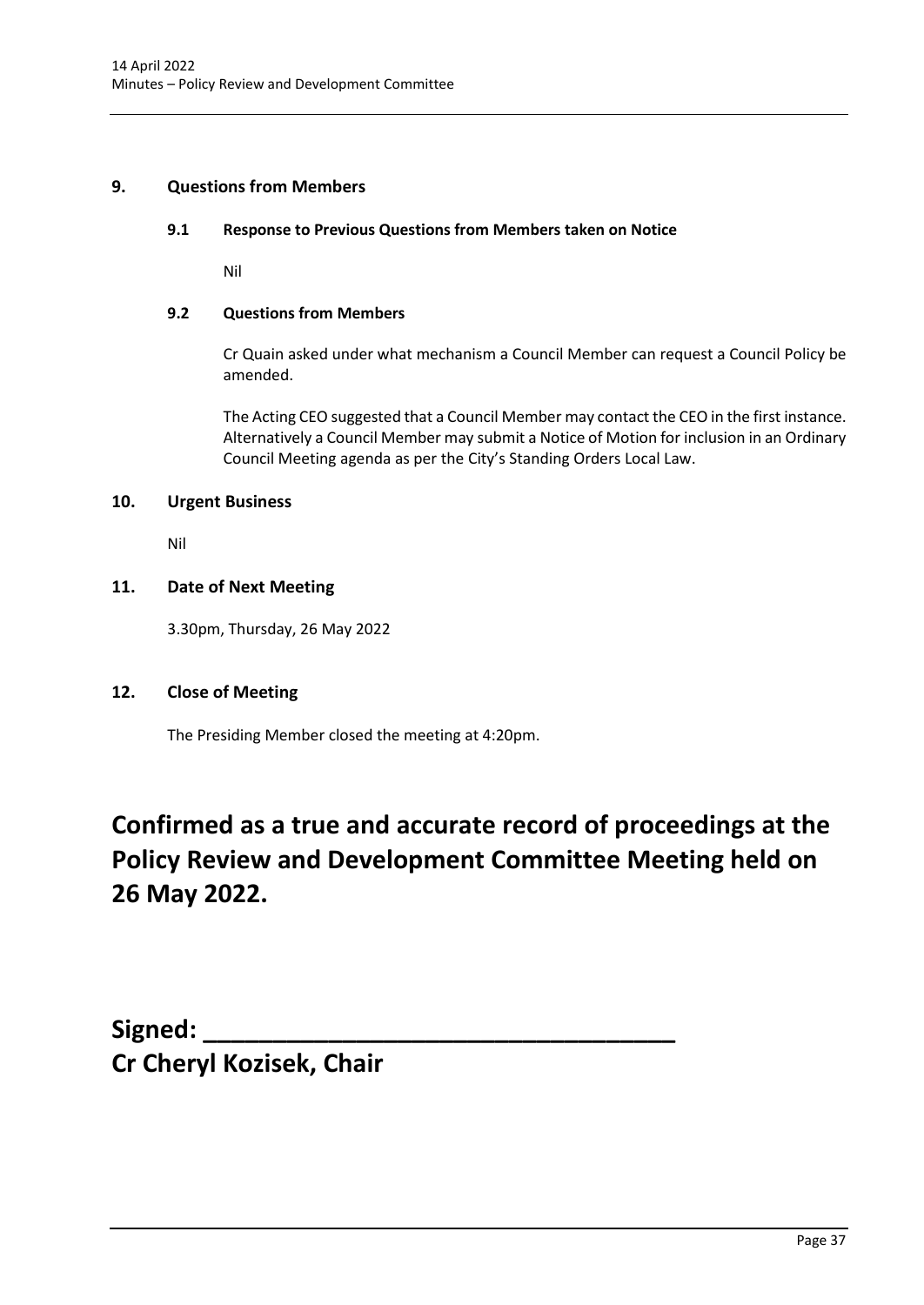## 9. Questions from Members

### 9.1 Response to Previous Questions from Members taken on Notice

Nil

### 9.2 Questions from Members

Cr Quain asked under what mechanism a Council Member can request a Council Policy be amended.

The Acting CEO suggested that a Council Member may contact the CEO in the first instance. Alternatively a Council Member may submit a Notice of Motion for inclusion in an Ordinary Council Meeting agenda as per the City's Standing Orders Local Law.

## 10. Urgent Business

Nil

## 11. Date of Next Meeting

3.30pm, Thursday, 26 May 2022

## 12. Close of Meeting

The Presiding Member closed the meeting at 4:20pm.

# Confirmed as a true and accurate record of proceedings at the Policy Review and Development Committee Meeting held on 26 May 2022.

**Signed: ___________________________________**

**Cr Cheryl Kozisek, Chair**